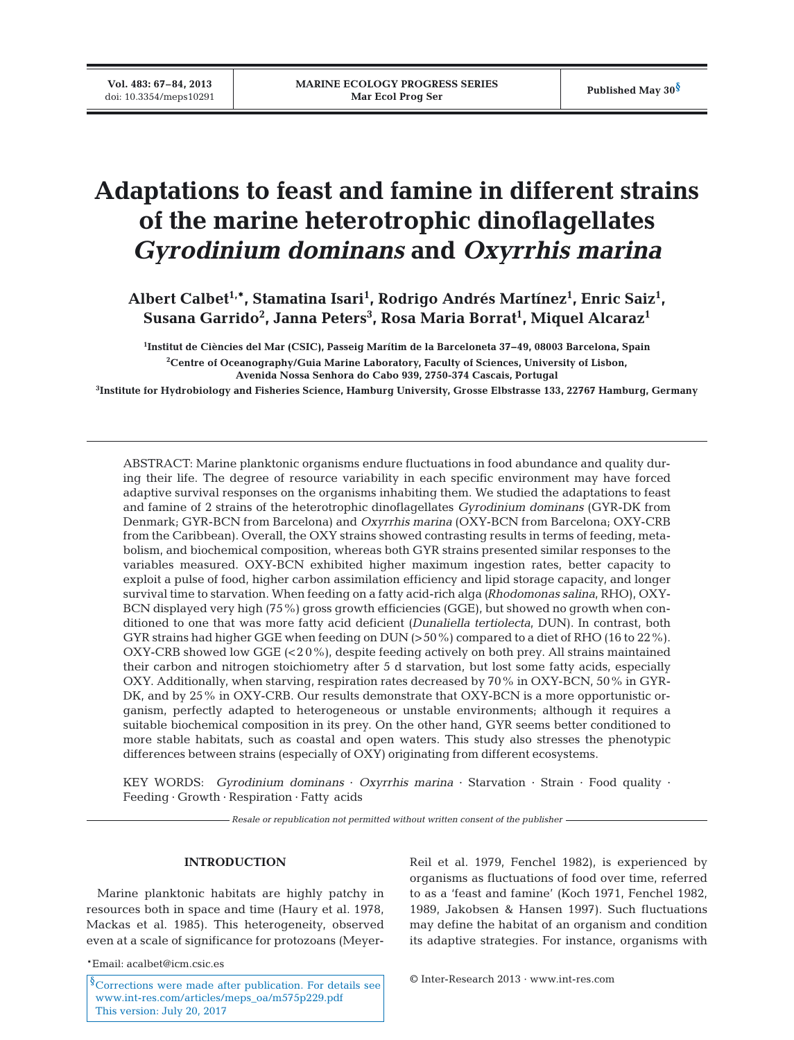# Adaptations to feast and famine in different strains of the marine heterotrophic dinoflagellates *Gyrodinium dominans* and *Oxyrrhis marina*

**Albert Calbet[1,*], Stamatina Isari[1], Rodrigo Andrés Martínez[1], Enric Saiz[1], Susana Garrido[2], Janna Peters[3], Rosa Maria Borrat[1], Miquel Alcaraz[1]**

[1]Institut de Ciències del Mar (CSIC), Passeig Marítim de la Barceloneta 37–49, 08003 Barcelona, Spain

[2]Centre of Oceanography/Guia Marine Laboratory, Faculty of Sciences, University of Lisbon, Avenida Nossa Senhora do Cabo 939, 2750-374 Cascais, Portugal

[3]Institute for Hydrobiology and Fisheries Science, Hamburg University, Grosse Elbstrasse 133, 22767 Hamburg, Germany

ABSTRACT: Marine planktonic organisms endure fluctuations in food abundance and quality during their life. The degree of resource variability in each specific environment may have forced adaptive survival responses on the organisms inhabiting them. We studied the adaptations to feast and famine of 2 strains of the heterotrophic dinoflagellates *Gyrodinium dominans* (GYR-DK from Denmark; GYR-BCN from Barcelona) and *Oxyrrhis marina* (OXY-BCN from Barcelona; OXY-CRB from the Caribbean). Overall, the OXY strains showed contrasting results in terms of feeding, metabolism, and biochemical composition, whereas both GYR strains presented similar responses to the variables measured. OXY-BCN exhibited higher maximum ingestion rates, better capacity to exploit a pulse of food, higher carbon assimilation efficiency and lipid storage capacity, and longer survival time to starvation. When feeding on a fatty acid-rich alga (*Rhodomonas salina*, RHO), OXY-BCN displayed very high (75%) gross growth efficiencies (GGE), but showed no growth when conditioned to one that was more fatty acid deficient (*Dunaliella tertiolecta*, DUN). In contrast, both GYR strains had higher GGE when feeding on DUN (>50%) compared to a diet of RHO (16 to 22%). OXY-CRB showed low GGE (<20%), despite feeding actively on both prey. All strains maintained their carbon and nitrogen stoichiometry after 5 d starvation, but lost some fatty acids, especially OXY. Additionally, when starving, respiration rates decreased by 70% in OXY-BCN, 50% in GYR-DK, and by 25% in OXY-CRB. Our results demonstrate that OXY-BCN is a more opportunistic organism, perfectly adapted to heterogeneous or unstable environments; although it requires a suitable biochemical composition in its prey. On the other hand, GYR seems better conditioned to more stable habitats, such as coastal and open waters. This study also stresses the phenotypic differences between strains (especially of OXY) originating from different ecosystems.

KEY WORDS: *Gyrodinium dominans* · *Oxyrrhis marina* · Starvation · Strain · Food quality · Feeding · Growth · Respiration · Fatty acids

*Resale or republication not permitted without written consent of the publisher*

## INTRODUCTION

Marine planktonic habitats are highly patchy in resources both in space and time (Haury et al. 1978, Mackas et al. 1985). This heterogeneity, observed even at a scale of significance for protozoans (Meyer-Reil et al. 1979, Fenchel 1982), is experienced by organisms as fluctuations of food over time, referred to as a 'feast and famine' (Koch 1971, Fenchel 1982, 1989, Jakobsen & Hansen 1997). Such fluctuations may define the habitat of an organism and condition its adaptive strategies. For instance, organisms with

*Email: acalbet@icm.csic.es

§Corrections were made after publication. For details see www.int-res.com/articles/meps_oa/m575p229.pdf
This version: July 20, 2017

© Inter-Research 2013 · www.int-res.com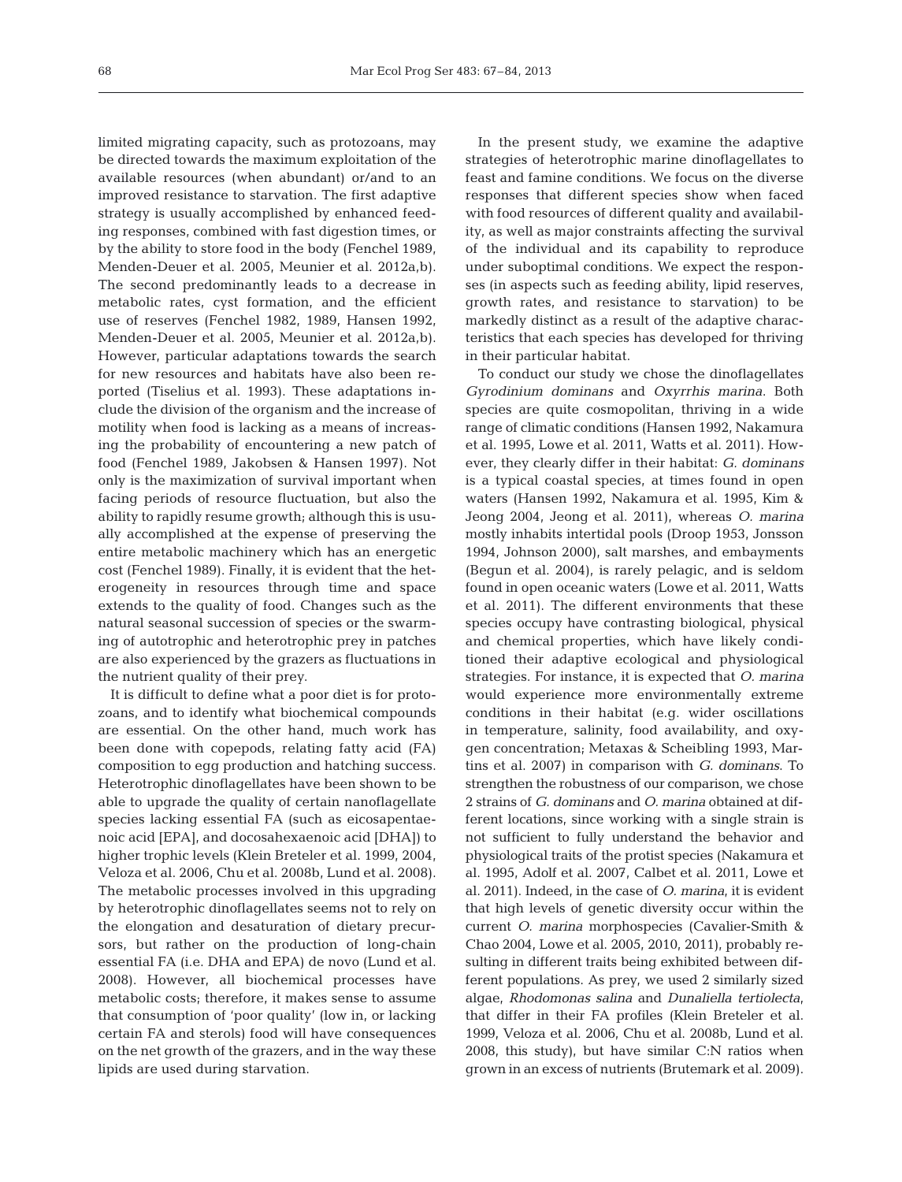limited migrating capacity, such as protozoans, may be directed towards the maximum exploitation of the available resources (when abundant) or/and to an improved resistance to starvation. The first adaptive strategy is usually accomplished by enhanced feeding responses, combined with fast digestion times, or by the ability to store food in the body (Fenchel 1989, Menden-Deuer et al. 2005, Meunier et al. 2012a,b). The second predominantly leads to a decrease in metabolic rates, cyst formation, and the efficient use of reserves (Fenchel 1982, 1989, Hansen 1992, Menden-Deuer et al. 2005, Meunier et al. 2012a,b). However, particular adaptations towards the search for new resources and habitats have also been reported (Tiselius et al. 1993). These adaptations include the division of the organism and the increase of motility when food is lacking as a means of increasing the probability of encountering a new patch of food (Fenchel 1989, Jakobsen & Hansen 1997). Not only is the maximization of survival important when facing periods of resource fluctuation, but also the ability to rapidly resume growth; although this is usually accomplished at the expense of preserving the entire metabolic machinery which has an energetic cost (Fenchel 1989). Finally, it is evident that the heterogeneity in resources through time and space extends to the quality of food. Changes such as the natural seasonal succession of species or the swarming of autotrophic and heterotrophic prey in patches are also experienced by the grazers as fluctuations in the nutrient quality of their prey.

It is difficult to define what a poor diet is for protozoans, and to identify what biochemical compounds are essential. On the other hand, much work has been done with copepods, relating fatty acid (FA) composition to egg production and hatching success. Heterotrophic dinoflagellates have been shown to be able to upgrade the quality of certain nanoflagellate species lacking essential FA (such as eicosapentaenoic acid [EPA], and docosahexaenoic acid [DHA]) to higher trophic levels (Klein Breteler et al. 1999, 2004, Veloza et al. 2006, Chu et al. 2008b, Lund et al. 2008). The metabolic processes involved in this upgrading by heterotrophic dinoflagellates seems not to rely on the elongation and desaturation of dietary precursors, but rather on the production of long-chain essential FA (i.e. DHA and EPA) de novo (Lund et al. 2008). However, all biochemical processes have metabolic costs; therefore, it makes sense to assume that consumption of 'poor quality' (low in, or lacking certain FA and sterols) food will have consequences on the net growth of the grazers, and in the way these lipids are used during starvation.

In the present study, we examine the adaptive strategies of heterotrophic marine dinoflagellates to feast and famine conditions. We focus on the diverse responses that different species show when faced with food resources of different quality and availability, as well as major constraints affecting the survival of the individual and its capability to reproduce under suboptimal conditions. We expect the responses (in aspects such as feeding ability, lipid reserves, growth rates, and resistance to starvation) to be markedly distinct as a result of the adaptive characteristics that each species has developed for thriving in their particular habitat.

To conduct our study we chose the dinoflagellates *Gyrodinium dominans* and *Oxyrrhis marina*. Both species are quite cosmopolitan, thriving in a wide range of climatic conditions (Hansen 1992, Nakamura et al. 1995, Lowe et al. 2011, Watts et al. 2011). However, they clearly differ in their habitat: *G. dominans* is a typical coastal species, at times found in open waters (Hansen 1992, Nakamura et al. 1995, Kim & Jeong 2004, Jeong et al. 2011), whereas *O. marina* mostly inhabits intertidal pools (Droop 1953, Jonsson 1994, Johnson 2000), salt marshes, and embayments (Begun et al. 2004), is rarely pelagic, and is seldom found in open oceanic waters (Lowe et al. 2011, Watts et al. 2011). The different environments that these species occupy have contrasting biological, physical and chemical properties, which have likely conditioned their adaptive ecological and physiological strategies. For instance, it is expected that *O. marina* would experience more environmentally extreme conditions in their habitat (e.g. wider oscillations in temperature, salinity, food availability, and oxygen concentration; Metaxas & Scheibling 1993, Martins et al. 2007) in comparison with *G. dominans*. To strengthen the robustness of our comparison, we chose 2 strains of *G. dominans* and *O. marina* obtained at different locations, since working with a single strain is not sufficient to fully understand the behavior and physiological traits of the protist species (Nakamura et al. 1995, Adolf et al. 2007, Calbet et al. 2011, Lowe et al. 2011). Indeed, in the case of *O. marina*, it is evident that high levels of genetic diversity occur within the current *O. marina* morphospecies (Cavalier-Smith & Chao 2004, Lowe et al. 2005, 2010, 2011), probably resulting in different traits being exhibited between different populations. As prey, we used 2 similarly sized algae, *Rhodomonas salina* and *Dunaliella tertiolecta*, that differ in their FA profiles (Klein Breteler et al. 1999, Veloza et al. 2006, Chu et al. 2008b, Lund et al. 2008, this study), but have similar C:N ratios when grown in an excess of nutrients (Brutemark et al. 2009).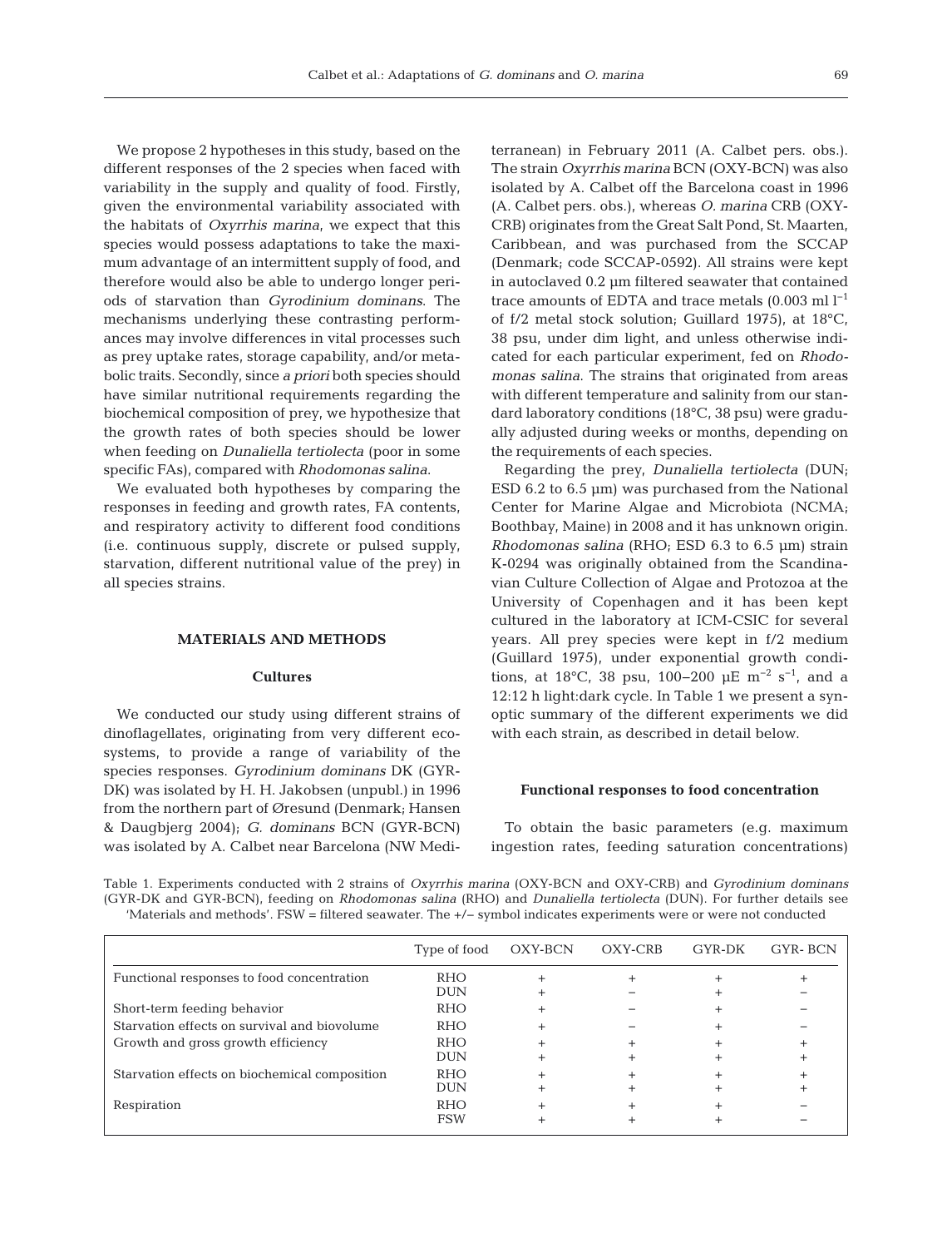We propose 2 hypotheses in this study, based on the different responses of the 2 species when faced with variability in the supply and quality of food. Firstly, given the environmental variability associated with the habitats of *Oxyrrhis marina*, we expect that this species would possess adaptations to take the maximum advantage of an intermittent supply of food, and therefore would also be able to undergo longer periods of starvation than *Gyrodinium dominans*. The mechanisms underlying these contrasting performances may involve differences in vital processes such as prey uptake rates, storage capability, and/or metabolic traits. Secondly, since *a priori* both species should have similar nutritional requirements regarding the biochemical composition of prey, we hypothesize that the growth rates of both species should be lower when feeding on *Dunaliella tertiolecta* (poor in some specific FAs), compared with *Rhodomonas salina*.

We evaluated both hypotheses by comparing the responses in feeding and growth rates, FA contents, and respiratory activity to different food conditions (i.e. continuous supply, discrete or pulsed supply, starvation, different nutritional value of the prey) in all species strains.

## MATERIALS AND METHODS

### Cultures

We conducted our study using different strains of dinoflagellates, originating from very different ecosystems, to provide a range of variability of the species responses. *Gyrodinium dominans* DK (GYR-DK) was isolated by H. H. Jakobsen (unpubl.) in 1996 from the northern part of Øresund (Denmark; Hansen & Daugbjerg 2004); *G. dominans* BCN (GYR-BCN) was isolated by A. Calbet near Barcelona (NW Mediterranean) in February 2011 (A. Calbet pers. obs.). The strain *Oxyrrhis marina* BCN (OXY-BCN) was also isolated by A. Calbet off the Barcelona coast in 1996 (A. Calbet pers. obs.), whereas *O. marina* CRB (OXY-CRB) originates from the Great Salt Pond, St. Maarten, Caribbean, and was purchased from the SCCAP (Denmark; code SCCAP-0592). All strains were kept in autoclaved 0.2 µm filtered seawater that contained trace amounts of EDTA and trace metals (0.003 ml $l^{-1}$ of f/2 metal stock solution; Guillard 1975), at 18°C, 38 psu, under dim light, and unless otherwise indicated for each particular experiment, fed on *Rhodomonas salina*. The strains that originated from areas with different temperature and salinity from our standard laboratory conditions (18°C, 38 psu) were gradually adjusted during weeks or months, depending on the requirements of each species.

Regarding the prey, *Dunaliella tertiolecta* (DUN; ESD 6.2 to 6.5 µm) was purchased from the National Center for Marine Algae and Microbiota (NCMA; Boothbay, Maine) in 2008 and it has unknown origin. *Rhodomonas salina* (RHO; ESD 6.3 to 6.5 µm) strain K-0294 was originally obtained from the Scandinavian Culture Collection of Algae and Protozoa at the University of Copenhagen and it has been kept cultured in the laboratory at ICM-CSIC for several years. All prey species were kept in f/2 medium (Guillard 1975), under exponential growth conditions, at 18°C, 38 psu, 100–200 µE $m^{-2}$ $s^{-1}$, and a 12:12 h light:dark cycle. In Table 1 we present a synoptic summary of the different experiments we did with each strain, as described in detail below.

### Functional responses to food concentration

To obtain the basic parameters (e.g. maximum ingestion rates, feeding saturation concentrations)

Table 1. Experiments conducted with 2 strains of *Oxyrrhis marina* (OXY-BCN and OXY-CRB) and *Gyrodinium dominans* (GYR-DK and GYR-BCN), feeding on *Rhodomonas salina* (RHO) and *Dunaliella tertiolecta* (DUN). For further details see 'Materials and methods'. FSW = filtered seawater. The +/− symbol indicates experiments were or were not conducted

| | Type of food | OXY-BCN | OXY-CRB | GYR-DK | GYR- BCN |
|---|---|---|---|---|---|
| Functional responses to food concentration | RHO | + | + | + | + |
| | DUN | + | − | + | − |
| Short-term feeding behavior | RHO | + | − | + | − |
| Starvation effects on survival and biovolume | RHO | + | − | + | − |
| Growth and gross growth efficiency | RHO | + | + | + | + |
| | DUN | + | + | + | + |
| Starvation effects on biochemical composition | RHO | + | + | + | + |
| | DUN | + | + | + | + |
| Respiration | RHO | + | + | + | − |
| | FSW | + | + | + | − |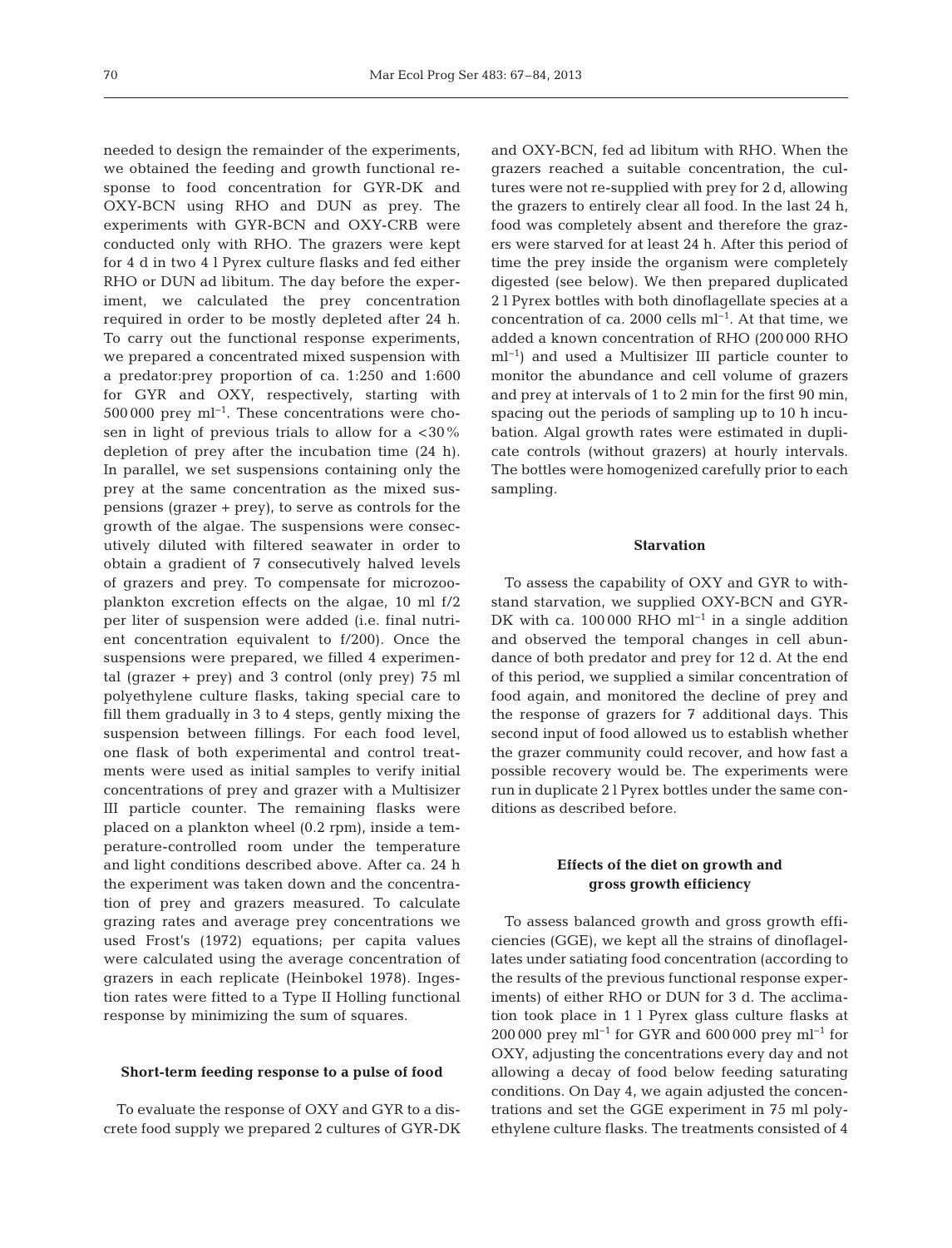needed to design the remainder of the experiments, we obtained the feeding and growth functional response to food concentration for GYR-DK and OXY-BCN using RHO and DUN as prey. The experiments with GYR-BCN and OXY-CRB were conducted only with RHO. The grazers were kept for 4 d in two 4 l Pyrex culture flasks and fed either RHO or DUN ad libitum. The day before the experiment, we calculated the prey concentration required in order to be mostly depleted after 24 h. To carry out the functional response experiments, we prepared a concentrated mixed suspension with a predator:prey proportion of ca. 1:250 and 1:600 for GYR and OXY, respectively, starting with 500 000 prey ml$^{-1}$. These concentrations were chosen in light of previous trials to allow for a <30% depletion of prey after the incubation time (24 h). In parallel, we set suspensions containing only the prey at the same concentration as the mixed suspensions (grazer + prey), to serve as controls for the growth of the algae. The suspensions were consecutively diluted with filtered seawater in order to obtain a gradient of 7 consecutively halved levels of grazers and prey. To compensate for microzooplankton excretion effects on the algae, 10 ml f/2 per liter of suspension were added (i.e. final nutrient concentration equivalent to f/200). Once the suspensions were prepared, we filled 4 experimental (grazer + prey) and 3 control (only prey) 75 ml polyethylene culture flasks, taking special care to fill them gradually in 3 to 4 steps, gently mixing the suspension between fillings. For each food level, one flask of both experimental and control treatments were used as initial samples to verify initial concentrations of prey and grazer with a Multisizer III particle counter. The remaining flasks were placed on a plankton wheel (0.2 rpm), inside a temperature-controlled room under the temperature and light conditions described above. After ca. 24 h the experiment was taken down and the concentration of prey and grazers measured. To calculate grazing rates and average prey concentrations we used Frost's (1972) equations; per capita values were calculated using the average concentration of grazers in each replicate (Heinbokel 1978). Ingestion rates were fitted to a Type II Holling functional response by minimizing the sum of squares.

### Short-term feeding response to a pulse of food

To evaluate the response of OXY and GYR to a discrete food supply we prepared 2 cultures of GYR-DK and OXY-BCN, fed ad libitum with RHO. When the grazers reached a suitable concentration, the cultures were not re-supplied with prey for 2 d, allowing the grazers to entirely clear all food. In the last 24 h, food was completely absent and therefore the grazers were starved for at least 24 h. After this period of time the prey inside the organism were completely digested (see below). We then prepared duplicated 2 l Pyrex bottles with both dinoflagellate species at a concentration of ca. 2000 cells ml$^{-1}$. At that time, we added a known concentration of RHO (200 000 RHO ml$^{-1}$) and used a Multisizer III particle counter to monitor the abundance and cell volume of grazers and prey at intervals of 1 to 2 min for the first 90 min, spacing out the periods of sampling up to 10 h incubation. Algal growth rates were estimated in duplicate controls (without grazers) at hourly intervals. The bottles were homogenized carefully prior to each sampling.

### Starvation

To assess the capability of OXY and GYR to withstand starvation, we supplied OXY-BCN and GYR-DK with ca. 100 000 RHO ml$^{-1}$ in a single addition and observed the temporal changes in cell abundance of both predator and prey for 12 d. At the end of this period, we supplied a similar concentration of food again, and monitored the decline of prey and the response of grazers for 7 additional days. This second input of food allowed us to establish whether the grazer community could recover, and how fast a possible recovery would be. The experiments were run in duplicate 2 l Pyrex bottles under the same conditions as described before.

### Effects of the diet on growth and gross growth efficiency

To assess balanced growth and gross growth efficiencies (GGE), we kept all the strains of dinoflagellates under satiating food concentration (according to the results of the previous functional response experiments) of either RHO or DUN for 3 d. The acclimation took place in 1 l Pyrex glass culture flasks at 200 000 prey ml$^{-1}$ for GYR and 600 000 prey ml$^{-1}$ for OXY, adjusting the concentrations every day and not allowing a decay of food below feeding saturating conditions. On Day 4, we again adjusted the concentrations and set the GGE experiment in 75 ml polyethylene culture flasks. The treatments consisted of 4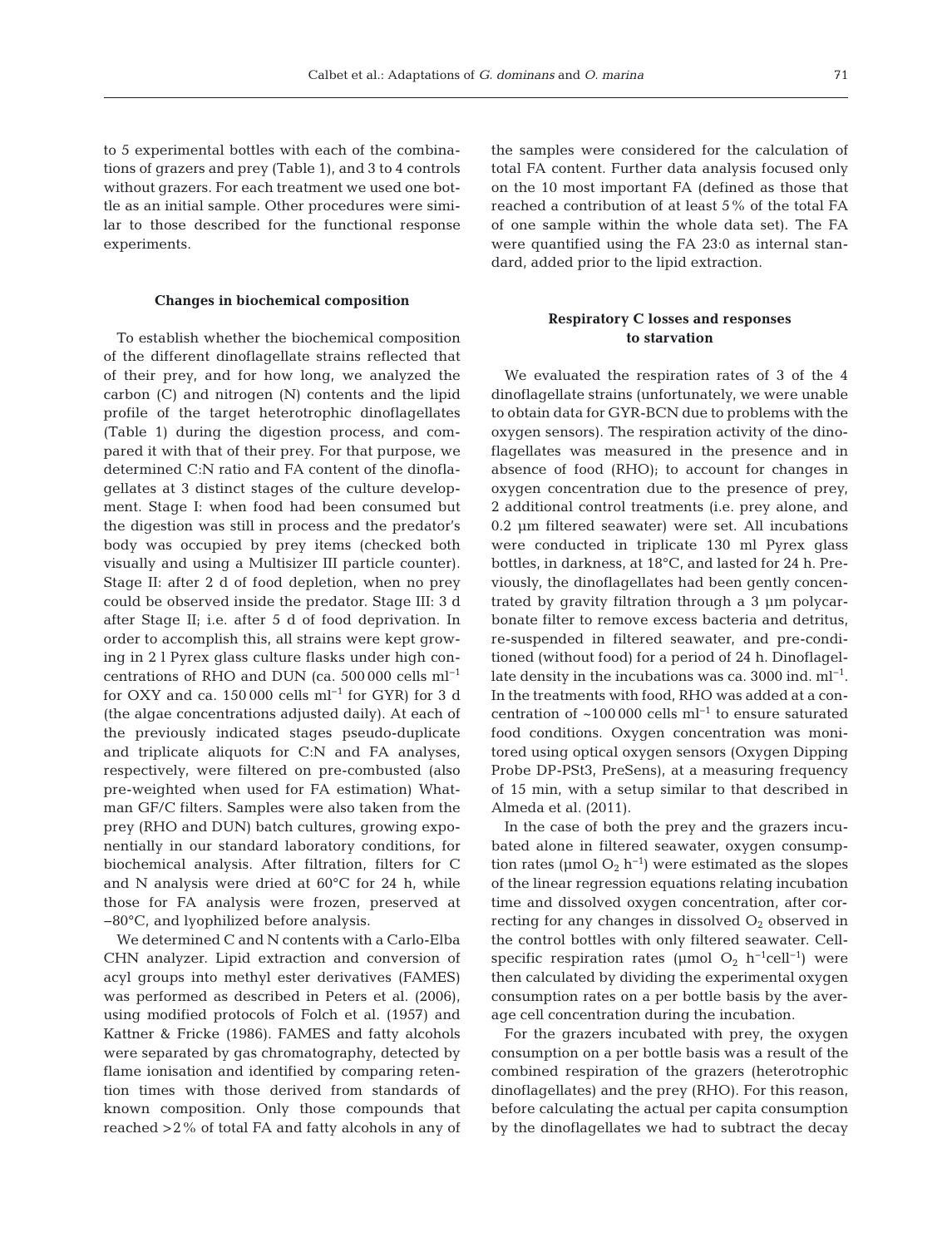to 5 experimental bottles with each of the combinations of grazers and prey (Table 1), and 3 to 4 controls without grazers. For each treatment we used one bottle as an initial sample. Other procedures were similar to those described for the functional response experiments.

### Changes in biochemical composition

To establish whether the biochemical composition of the different dinoflagellate strains reflected that of their prey, and for how long, we analyzed the carbon (C) and nitrogen (N) contents and the lipid profile of the target heterotrophic dinoflagellates (Table 1) during the digestion process, and compared it with that of their prey. For that purpose, we determined C:N ratio and FA content of the dinoflagellates at 3 distinct stages of the culture development. Stage I: when food had been consumed but the digestion was still in process and the predator's body was occupied by prey items (checked both visually and using a Multisizer III particle counter). Stage II: after 2 d of food depletion, when no prey could be observed inside the predator. Stage III: 3 d after Stage II; i.e. after 5 d of food deprivation. In order to accomplish this, all strains were kept growing in 2 l Pyrex glass culture flasks under high concentrations of RHO and DUN (ca. 500 000 cells $ml^{-1}$ for OXY and ca. 150 000 cells $ml^{-1}$ for GYR) for 3 d (the algae concentrations adjusted daily). At each of the previously indicated stages pseudo-duplicate and triplicate aliquots for C:N and FA analyses, respectively, were filtered on pre-combusted (also pre-weighted when used for FA estimation) Whatman GF/C filters. Samples were also taken from the prey (RHO and DUN) batch cultures, growing exponentially in our standard laboratory conditions, for biochemical analysis. After filtration, filters for C and N analysis were dried at 60°C for 24 h, while those for FA analysis were frozen, preserved at −80°C, and lyophilized before analysis.

We determined C and N contents with a Carlo-Elba CHN analyzer. Lipid extraction and conversion of acyl groups into methyl ester derivatives (FAMES) was performed as described in Peters et al. (2006), using modified protocols of Folch et al. (1957) and Kattner & Fricke (1986). FAMES and fatty alcohols were separated by gas chromatography, detected by flame ionisation and identified by comparing retention times with those derived from standards of known composition. Only those compounds that reached >2% of total FA and fatty alcohols in any of the samples were considered for the calculation of total FA content. Further data analysis focused only on the 10 most important FA (defined as those that reached a contribution of at least 5% of the total FA of one sample within the whole data set). The FA were quantified using the FA 23:0 as internal standard, added prior to the lipid extraction.

### Respiratory C losses and responses to starvation

We evaluated the respiration rates of 3 of the 4 dinoflagellate strains (unfortunately, we were unable to obtain data for GYR-BCN due to problems with the oxygen sensors). The respiration activity of the dinoflagellates was measured in the presence and in absence of food (RHO); to account for changes in oxygen concentration due to the presence of prey, 2 additional control treatments (i.e. prey alone, and 0.2 µm filtered seawater) were set. All incubations were conducted in triplicate 130 ml Pyrex glass bottles, in darkness, at 18°C, and lasted for 24 h. Previously, the dinoflagellates had been gently concentrated by gravity filtration through a 3 µm polycarbonate filter to remove excess bacteria and detritus, re-suspended in filtered seawater, and pre-conditioned (without food) for a period of 24 h. Dinoflagellate density in the incubations was ca. 3000 ind. $ml^{-1}$. In the treatments with food, RHO was added at a concentration of ~100 000 cells $ml^{-1}$ to ensure saturated food conditions. Oxygen concentration was monitored using optical oxygen sensors (Oxygen Dipping Probe DP-PSt3, PreSens), at a measuring frequency of 15 min, with a setup similar to that described in Almeda et al. (2011).

In the case of both the prey and the grazers incubated alone in filtered seawater, oxygen consumption rates (µmol $O_2$ $h^{-1}$) were estimated as the slopes of the linear regression equations relating incubation time and dissolved oxygen concentration, after correcting for any changes in dissolved $O_2$ observed in the control bottles with only filtered seawater. Cell-specific respiration rates (µmol $O_2$ $h^{-1}$$cell^{-1}$) were then calculated by dividing the experimental oxygen consumption rates on a per bottle basis by the average cell concentration during the incubation.

For the grazers incubated with prey, the oxygen consumption on a per bottle basis was a result of the combined respiration of the grazers (heterotrophic dinoflagellates) and the prey (RHO). For this reason, before calculating the actual per capita consumption by the dinoflagellates we had to subtract the decay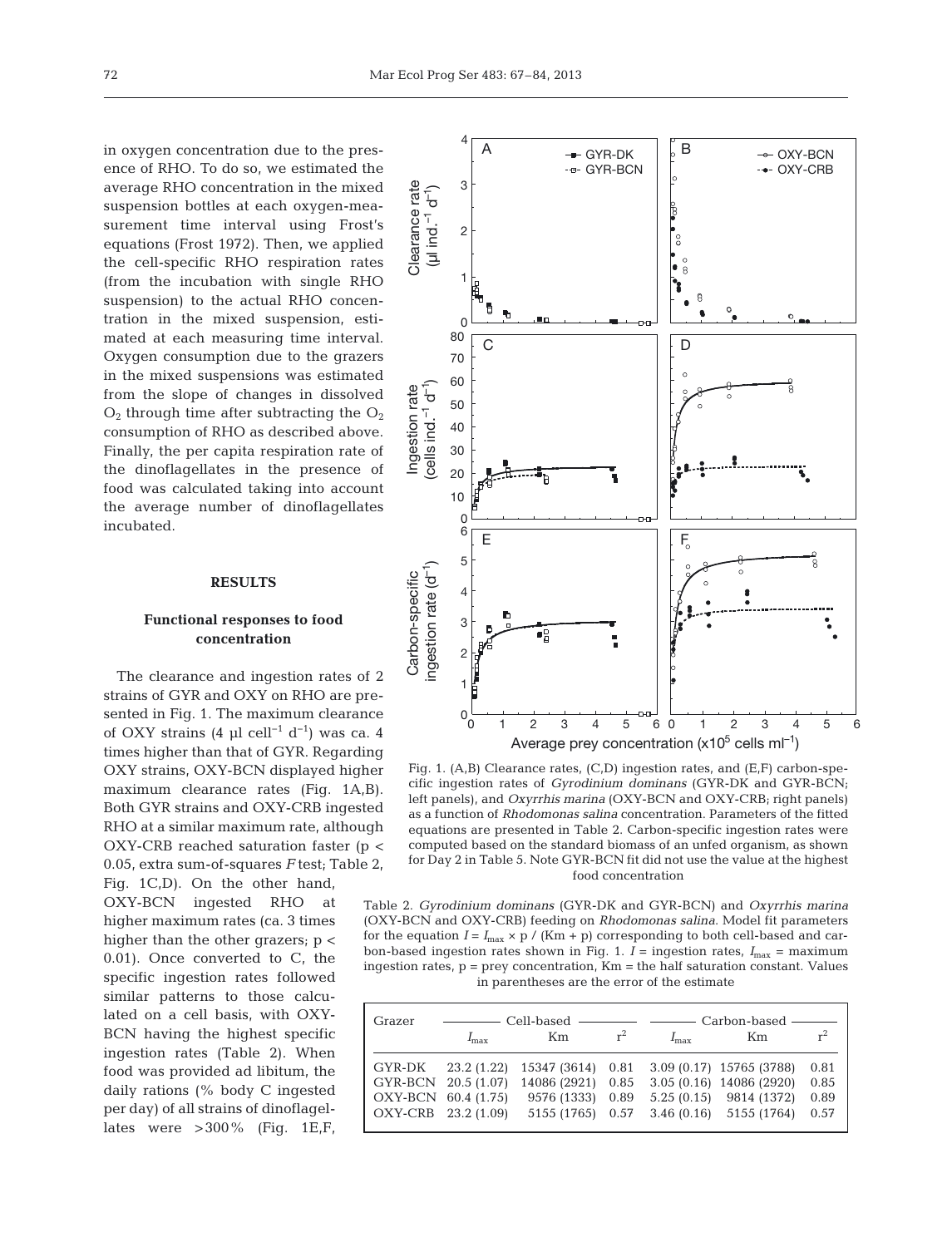in oxygen concentration due to the presence of RHO. To do so, we estimated the average RHO concentration in the mixed suspension bottles at each oxygen-measurement time interval using Frost's equations (Frost 1972). Then, we applied the cell-specific RHO respiration rates (from the incubation with single RHO suspension) to the actual RHO concentration in the mixed suspension, estimated at each measuring time interval. Oxygen consumption due to the grazers in the mixed suspensions was estimated from the slope of changes in dissolved $O_2$ through time after subtracting the $O_2$ consumption of RHO as described above. Finally, the per capita respiration rate of the dinoflagellates in the presence of food was calculated taking into account the average number of dinoflagellates incubated.

## RESULTS

### Functional responses to food concentration

The clearance and ingestion rates of 2 strains of GYR and OXY on RHO are presented in Fig. 1. The maximum clearance of OXY strains (4 µl cell$^{-1}$ d$^{-1}$) was ca. 4 times higher than that of GYR. Regarding OXY strains, OXY-BCN displayed higher maximum clearance rates (Fig. 1A,B). Both GYR strains and OXY-CRB ingested RHO at a similar maximum rate, although OXY-CRB reached saturation faster ($p < 0.05$, extra sum-of-squares $F$ test; Table 2, Fig. 1C,D). On the other hand, OXY-BCN ingested RHO at higher maximum rates (ca. 3 times higher than the other grazers; $p < 0.01$). Once converted to C, the specific ingestion rates followed similar patterns to those calculated on a cell basis, with OXY-BCN having the highest specific ingestion rates (Table 2). When food was provided ad libitum, the daily rations (% body C ingested per day) of all strains of dinoflagellates were >300% (Fig. 1E,F,

Fig. 1. (A,B) Clearance rates, (C,D) ingestion rates, and (E,F) carbon-specific ingestion rates of *Gyrodinium dominans* (GYR-DK and GYR-BCN; left panels), and *Oxyrrhis marina* (OXY-BCN and OXY-CRB; right panels) as a function of *Rhodomonas salina* concentration. Parameters of the fitted equations are presented in Table 2. Carbon-specific ingestion rates were computed based on the standard biomass of an unfed organism, as shown for Day 2 in Table 5. Note GYR-BCN fit did not use the value at the highest food concentration

Table 2. *Gyrodinium dominans* (GYR-DK and GYR-BCN) and *Oxyrrhis marina* (OXY-BCN and OXY-CRB) feeding on *Rhodomonas salina*. Model fit parameters for the equation $I = I_{max} \times p / (Km + p)$ corresponding to both cell-based and carbon-based ingestion rates shown in Fig. 1. $I$ = ingestion rates, $I_{max}$ = maximum ingestion rates, p = prey concentration, Km = the half saturation constant. Values in parentheses are the error of the estimate

| Grazer | Cell-based | | | Carbon-based | | |
|---|---|---|---|---|---|---|
| | $I_{max}$ | Km | $r^2$ | $I_{max}$ | Km | $r^2$ |
| GYR-DK | 23.2 (1.22) | 15347 (3614) | 0.81 | 3.09 (0.17) | 15765 (3788) | 0.81 |
| GYR-BCN | 20.5 (1.07) | 14086 (2921) | 0.85 | 3.05 (0.16) | 14086 (2920) | 0.85 |
| OXY-BCN | 60.4 (1.75) | 9576 (1333) | 0.89 | 5.25 (0.15) | 9814 (1372) | 0.89 |
| OXY-CRB | 23.2 (1.09) | 5155 (1765) | 0.57 | 3.46 (0.16) | 5155 (1764) | 0.57 |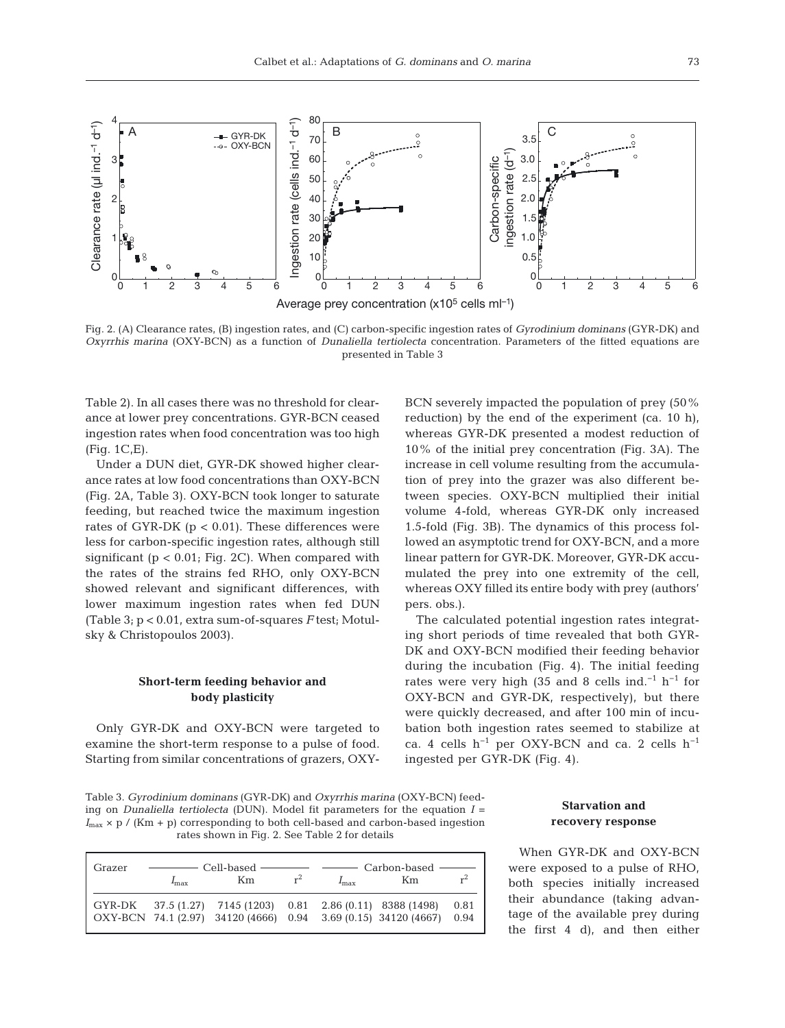Fig. 2. (A) Clearance rates, (B) ingestion rates, and (C) carbon-specific ingestion rates of *Gyrodinium dominans* (GYR-DK) and *Oxyrrhis marina* (OXY-BCN) as a function of *Dunaliella tertiolecta* concentration. Parameters of the fitted equations are presented in Table 3

Table 2). In all cases there was no threshold for clearance at lower prey concentrations. GYR-BCN ceased ingestion rates when food concentration was too high (Fig. 1C,E).

Under a DUN diet, GYR-DK showed higher clearance rates at low food concentrations than OXY-BCN (Fig. 2A, Table 3). OXY-BCN took longer to saturate feeding, but reached twice the maximum ingestion rates of GYR-DK ($p < 0.01$). These differences were less for carbon-specific ingestion rates, although still significant ($p < 0.01$; Fig. 2C). When compared with the rates of the strains fed RHO, only OXY-BCN showed relevant and significant differences, with lower maximum ingestion rates when fed DUN (Table 3; $p < 0.01$, extra sum-of-squares $F$ test; Motulsky & Christopoulos 2003).

### Short-term feeding behavior and body plasticity

Only GYR-DK and OXY-BCN were targeted to examine the short-term response to a pulse of food. Starting from similar concentrations of grazers, OXY-BCN severely impacted the population of prey (50% reduction) by the end of the experiment (ca. 10 h), whereas GYR-DK presented a modest reduction of 10% of the initial prey concentration (Fig. 3A). The increase in cell volume resulting from the accumulation of prey into the grazer was also different between species. OXY-BCN multiplied their initial volume 4-fold, whereas GYR-DK only increased 1.5-fold (Fig. 3B). The dynamics of this process followed an asymptotic trend for OXY-BCN, and a more linear pattern for GYR-DK. Moreover, GYR-DK accumulated the prey into one extremity of the cell, whereas OXY filled its entire body with prey (authors' pers. obs.).

The calculated potential ingestion rates integrating short periods of time revealed that both GYR-DK and OXY-BCN modified their feeding behavior during the incubation (Fig. 4). The initial feeding rates were very high (35 and 8 cells ind.$^{-1}$ h$^{-1}$ for OXY-BCN and GYR-DK, respectively), but there were quickly decreased, and after 100 min of incubation both ingestion rates seemed to stabilize at ca. 4 cells h$^{-1}$ per OXY-BCN and ca. 2 cells h$^{-1}$ ingested per GYR-DK (Fig. 4).

Table 3. *Gyrodinium dominans* (GYR-DK) and *Oxyrrhis marina* (OXY-BCN) feeding on *Dunaliella tertiolecta* (DUN). Model fit parameters for the equation $I = I_{max} \times p / (Km + p)$ corresponding to both cell-based and carbon-based ingestion rates shown in Fig. 2. See Table 2 for details

| Grazer | Cell-based | | | Carbon-based | | |
|---|---|---|---|---|---|---|
| | $I_{max}$ | Km | $r^2$ | $I_{max}$ | Km | $r^2$ |
| GYR-DK | 37.5 (1.27) | 7145 (1203) | 0.81 | 2.86 (0.11) | 8388 (1498) | 0.81 |
| OXY-BCN | 74.1 (2.97) | 34120 (4666) | 0.94 | 3.69 (0.15) | 34120 (4667) | 0.94 |

### Starvation and recovery response

When GYR-DK and OXY-BCN were exposed to a pulse of RHO, both species initially increased their abundance (taking advantage of the available prey during the first 4 d), and then either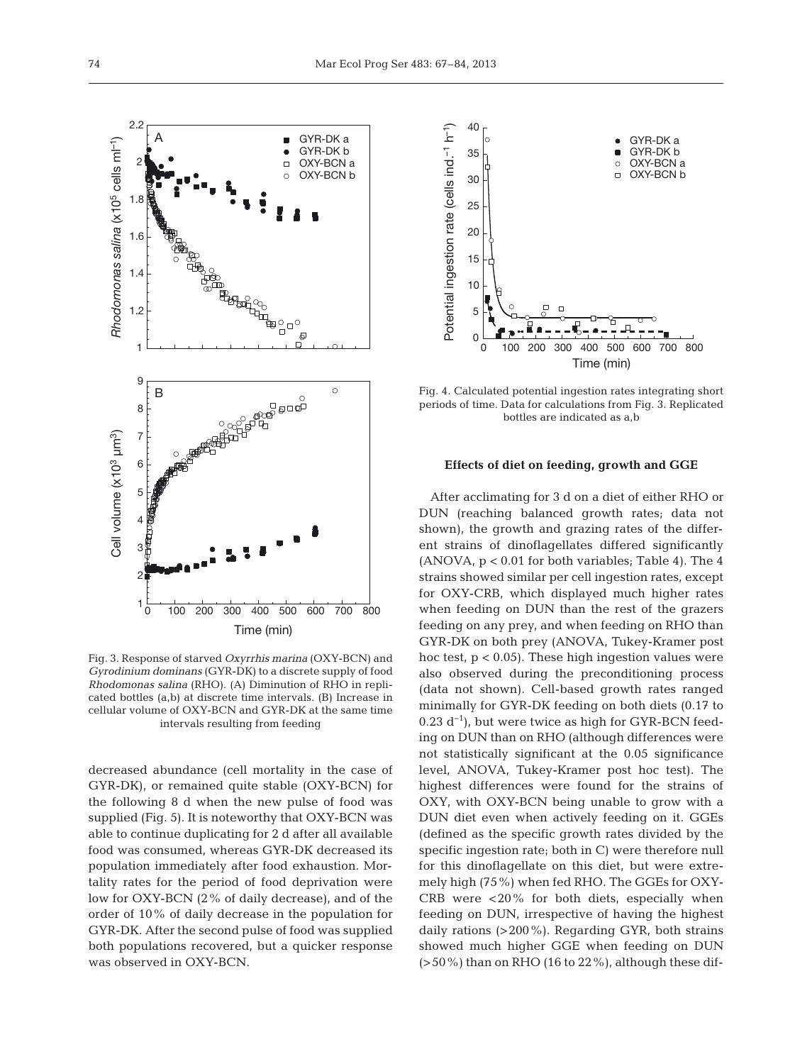Fig. 3. Response of starved *Oxyrrhis marina* (OXY-BCN) and *Gyrodinium dominans* (GYR-DK) to a discrete supply of food *Rhodomonas salina* (RHO). (A) Diminution of RHO in replicated bottles (a,b) at discrete time intervals. (B) Increase in cellular volume of OXY-BCN and GYR-DK at the same time intervals resulting from feeding

decreased abundance (cell mortality in the case of GYR-DK), or remained quite stable (OXY-BCN) for the following 8 d when the new pulse of food was supplied (Fig. 5). It is noteworthy that OXY-BCN was able to continue duplicating for 2 d after all available food was consumed, whereas GYR-DK decreased its population immediately after food exhaustion. Mortality rates for the period of food deprivation were low for OXY-BCN (2% of daily decrease), and of the order of 10% of daily decrease in the population for GYR-DK. After the second pulse of food was supplied both populations recovered, but a quicker response was observed in OXY-BCN.

Fig. 4. Calculated potential ingestion rates integrating short periods of time. Data for calculations from Fig. 3. Replicated bottles are indicated as a,b

### Effects of diet on feeding, growth and GGE

After acclimating for 3 d on a diet of either RHO or DUN (reaching balanced growth rates; data not shown), the growth and grazing rates of the different strains of dinoflagellates differed significantly (ANOVA, $p < 0.01$ for both variables; Table 4). The 4 strains showed similar per cell ingestion rates, except for OXY-CRB, which displayed much higher rates when feeding on DUN than the rest of the grazers feeding on any prey, and when feeding on RHO than GYR-DK on both prey (ANOVA, Tukey-Kramer post hoc test, $p < 0.05$). These high ingestion values were also observed during the preconditioning process (data not shown). Cell-based growth rates ranged minimally for GYR-DK feeding on both diets (0.17 to 0.23 $d^{-1}$), but were twice as high for GYR-BCN feeding on DUN than on RHO (although differences were not statistically significant at the 0.05 significance level, ANOVA, Tukey-Kramer post hoc test). The highest differences were found for the strains of OXY, with OXY-BCN being unable to grow with a DUN diet even when actively feeding on it. GGEs (defined as the specific growth rates divided by the specific ingestion rate; both in C) were therefore null for this dinoflagellate on this diet, but were extremely high (75%) when fed RHO. The GGEs for OXY-CRB were <20% for both diets, especially when feeding on DUN, irrespective of having the highest daily rations (>200%). Regarding GYR, both strains showed much higher GGE when feeding on DUN (>50%) than on RHO (16 to 22%), although these dif-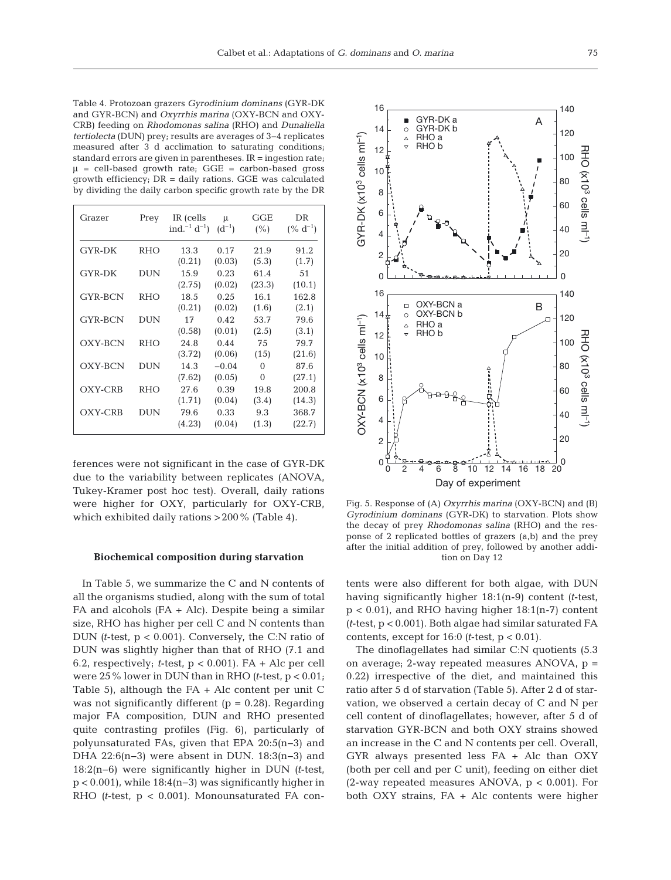Table 4. Protozoan grazers *Gyrodinium dominans* (GYR-DK and GYR-BCN) and *Oxyrrhis marina* (OXY-BCN and OXY-CRB) feeding on *Rhodomonas salina* (RHO) and *Dunaliella tertiolecta* (DUN) prey; results are averages of 3–4 replicates measured after 3 d acclimation to saturating conditions; standard errors are given in parentheses. IR = ingestion rate; μ = cell-based growth rate; GGE = carbon-based gross growth efficiency; DR = daily rations. GGE was calculated by dividing the daily carbon specific growth rate by the DR

| Grazer | Prey | IR (cells ind.$^{-1}$ d$^{-1}$) | μ (d$^{-1}$) | GGE (%) | DR (% d$^{-1}$) |
|---|---|---|---|---|---|
| GYR-DK | RHO | 13.3 (0.21) | 0.17 (0.03) | 21.9 (5.3) | 91.2 (1.7) |
| GYR-DK | DUN | 15.9 (2.75) | 0.23 (0.02) | 61.4 (23.3) | 51 (10.1) |
| GYR-BCN | RHO | 18.5 (0.21) | 0.25 (0.02) | 16.1 (1.6) | 162.8 (2.1) |
| GYR-BCN | DUN | 17 (0.58) | 0.42 (0.01) | 53.7 (2.5) | 79.6 (3.1) |
| OXY-BCN | RHO | 24.8 (3.72) | 0.44 (0.06) | 75 (15) | 79.7 (21.6) |
| OXY-BCN | DUN | 14.3 (7.62) | −0.04 (0.05) | 0 0 | 87.6 (27.1) |
| OXY-CRB | RHO | 27.6 (1.71) | 0.39 (0.04) | 19.8 (3.4) | 200.8 (14.3) |
| OXY-CRB | DUN | 79.6 (4.23) | 0.33 (0.04) | 9.3 (1.3) | 368.7 (22.7) |

ferences were not significant in the case of GYR-DK due to the variability between replicates (ANOVA, Tukey-Kramer post hoc test). Overall, daily rations were higher for OXY, particularly for OXY-CRB, which exhibited daily rations >200% (Table 4).

### Biochemical composition during starvation

In Table 5, we summarize the C and N contents of all the organisms studied, along with the sum of total FA and alcohols (FA + Alc). Despite being a similar size, RHO has higher per cell C and N contents than DUN (*t*-test, $p < 0.001$). Conversely, the C:N ratio of DUN was slightly higher than that of RHO (7.1 and 6.2, respectively; *t*-test, $p < 0.001$). FA + Alc per cell were 25% lower in DUN than in RHO (*t*-test, $p < 0.01$; Table 5), although the FA + Alc content per unit C was not significantly different ($p = 0.28$). Regarding major FA composition, DUN and RHO presented quite contrasting profiles (Fig. 6), particularly of polyunsaturated FAs, given that EPA 20:5(n–3) and DHA 22:6(n–3) were absent in DUN. 18:3(n–3) and 18:2(n–6) were significantly higher in DUN (*t*-test, $p < 0.001$), while 18:4(n–3) was significantly higher in RHO (*t*-test, $p < 0.001$). Monounsaturated FA contents were also different for both algae, with DUN having significantly higher 18:1(n-9) content (*t*-test, $p < 0.01$), and RHO having higher 18:1(n-7) content (*t*-test, $p < 0.001$). Both algae had similar saturated FA contents, except for 16:0 (*t*-test, $p < 0.01$).

The dinoflagellates had similar C:N quotients (5.3 on average; 2-way repeated measures ANOVA, $p = 0.22$) irrespective of the diet, and maintained this ratio after 5 d of starvation (Table 5). After 2 d of starvation, we observed a certain decay of C and N per cell content of dinoflagellates; however, after 5 d of starvation GYR-BCN and both OXY strains showed an increase in the C and N contents per cell. Overall, GYR always presented less FA + Alc than OXY (both per cell and per C unit), feeding on either diet (2-way repeated measures ANOVA, $p < 0.001$). For both OXY strains, FA + Alc contents were higher

Fig. 5. Response of (A) *Oxyrrhis marina* (OXY-BCN) and (B) *Gyrodinium dominans* (GYR-DK) to starvation. Plots show the decay of prey *Rhodomonas salina* (RHO) and the response of 2 replicated bottles of grazers (a,b) and the prey after the initial addition of prey, followed by another addition on Day 12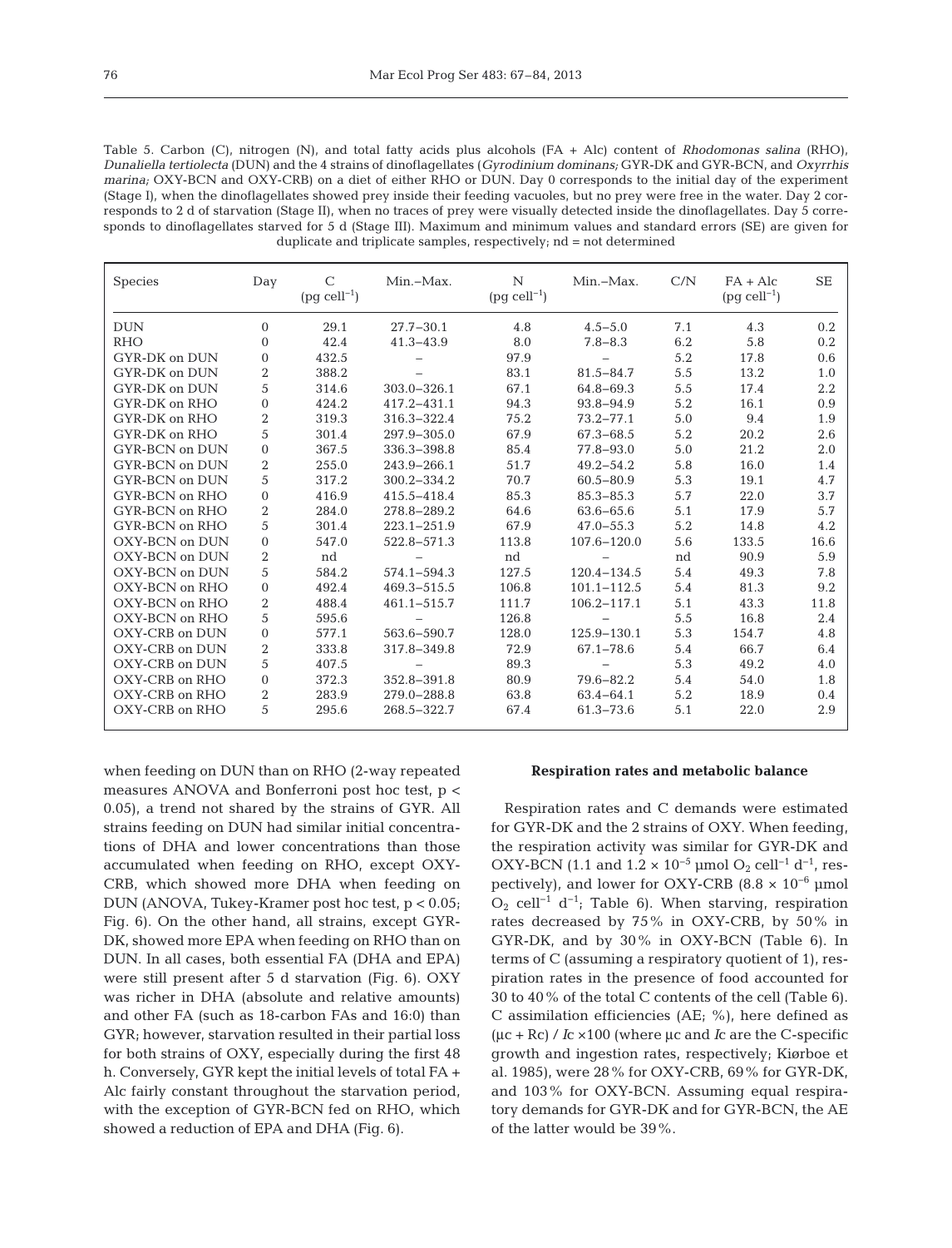Table 5. Carbon (C), nitrogen (N), and total fatty acids plus alcohols (FA + Alc) content of *Rhodomonas salina* (RHO), *Dunaliella tertiolecta* (DUN) and the 4 strains of dinoflagellates (*Gyrodinium dominans;* GYR-DK and GYR-BCN, and *Oxyrrhis marina;* OXY-BCN and OXY-CRB) on a diet of either RHO or DUN. Day 0 corresponds to the initial day of the experiment (Stage I), when the dinoflagellates showed prey inside their feeding vacuoles, but no prey were free in the water. Day 2 corresponds to 2 d of starvation (Stage II), when no traces of prey were visually detected inside the dinoflagellates. Day 5 corresponds to dinoflagellates starved for 5 d (Stage III). Maximum and minimum values and standard errors (SE) are given for duplicate and triplicate samples, respectively; nd = not determined

| Species | Day | C (pg cell$^{-1}$) | Min.–Max. | N (pg cell$^{-1}$) | Min.–Max. | C/N | FA + Alc (pg cell$^{-1}$) | SE |
|---|---|---|---|---|---|---|---|---|
| DUN | 0 | 29.1 | 27.7–30.1 | 4.8 | 4.5–5.0 | 7.1 | 4.3 | 0.2 |
| RHO | 0 | 42.4 | 41.3–43.9 | 8.0 | 7.8–8.3 | 6.2 | 5.8 | 0.2 |
| GYR-DK on DUN | 0 | 432.5 | – | 97.9 | – | 5.2 | 17.8 | 0.6 |
| GYR-DK on DUN | 2 | 388.2 | – | 83.1 | 81.5–84.7 | 5.5 | 13.2 | 1.0 |
| GYR-DK on DUN | 5 | 314.6 | 303.0–326.1 | 67.1 | 64.8–69.3 | 5.5 | 17.4 | 2.2 |
| GYR-DK on RHO | 0 | 424.2 | 417.2–431.1 | 94.3 | 93.8–94.9 | 5.2 | 16.1 | 0.9 |
| GYR-DK on RHO | 2 | 319.3 | 316.3–322.4 | 75.2 | 73.2–77.1 | 5.0 | 9.4 | 1.9 |
| GYR-DK on RHO | 5 | 301.4 | 297.9–305.0 | 67.9 | 67.3–68.5 | 5.2 | 20.2 | 2.6 |
| GYR-BCN on DUN | 0 | 367.5 | 336.3–398.8 | 85.4 | 77.8–93.0 | 5.0 | 21.2 | 2.0 |
| GYR-BCN on DUN | 2 | 255.0 | 243.9–266.1 | 51.7 | 49.2–54.2 | 5.8 | 16.0 | 1.4 |
| GYR-BCN on DUN | 5 | 317.2 | 300.2–334.2 | 70.7 | 60.5–80.9 | 5.3 | 19.1 | 4.7 |
| GYR-BCN on RHO | 0 | 416.9 | 415.5–418.4 | 85.3 | 85.3–85.3 | 5.7 | 22.0 | 3.7 |
| GYR-BCN on RHO | 2 | 284.0 | 278.8–289.2 | 64.6 | 63.6–65.6 | 5.1 | 17.9 | 5.7 |
| GYR-BCN on RHO | 5 | 301.4 | 223.1–251.9 | 67.9 | 47.0–55.3 | 5.2 | 14.8 | 4.2 |
| OXY-BCN on DUN | 0 | 547.0 | 522.8–571.3 | 113.8 | 107.6–120.0 | 5.6 | 133.5 | 16.6 |
| OXY-BCN on DUN | 2 | nd | – | nd | – | nd | 90.9 | 5.9 |
| OXY-BCN on DUN | 5 | 584.2 | 574.1–594.3 | 127.5 | 120.4–134.5 | 5.4 | 49.3 | 7.8 |
| OXY-BCN on RHO | 0 | 492.4 | 469.3–515.5 | 106.8 | 101.1–112.5 | 5.4 | 81.3 | 9.2 |
| OXY-BCN on RHO | 2 | 488.4 | 461.1–515.7 | 111.7 | 106.2–117.1 | 5.1 | 43.3 | 11.8 |
| OXY-BCN on RHO | 5 | 595.6 | – | 126.8 | – | 5.5 | 16.8 | 2.4 |
| OXY-CRB on DUN | 0 | 577.1 | 563.6–590.7 | 128.0 | 125.9–130.1 | 5.3 | 154.7 | 4.8 |
| OXY-CRB on DUN | 2 | 333.8 | 317.8–349.8 | 72.9 | 67.1–78.6 | 5.4 | 66.7 | 6.4 |
| OXY-CRB on DUN | 5 | 407.5 | – | 89.3 | – | 5.3 | 49.2 | 4.0 |
| OXY-CRB on RHO | 0 | 372.3 | 352.8–391.8 | 80.9 | 79.6–82.2 | 5.4 | 54.0 | 1.8 |
| OXY-CRB on RHO | 2 | 283.9 | 279.0–288.8 | 63.8 | 63.4–64.1 | 5.2 | 18.9 | 0.4 |
| OXY-CRB on RHO | 5 | 295.6 | 268.5–322.7 | 67.4 | 61.3–73.6 | 5.1 | 22.0 | 2.9 |

when feeding on DUN than on RHO (2-way repeated measures ANOVA and Bonferroni post hoc test, $p < 0.05$), a trend not shared by the strains of GYR. All strains feeding on DUN had similar initial concentrations of DHA and lower concentrations than those accumulated when feeding on RHO, except OXY-CRB, which showed more DHA when feeding on DUN (ANOVA, Tukey-Kramer post hoc test, $p < 0.05$; Fig. 6). On the other hand, all strains, except GYR-DK, showed more EPA when feeding on RHO than on DUN. In all cases, both essential FA (DHA and EPA) were still present after 5 d starvation (Fig. 6). OXY was richer in DHA (absolute and relative amounts) and other FA (such as 18-carbon FAs and 16:0) than GYR; however, starvation resulted in their partial loss for both strains of OXY, especially during the first 48 h. Conversely, GYR kept the initial levels of total FA + Alc fairly constant throughout the starvation period, with the exception of GYR-BCN fed on RHO, which showed a reduction of EPA and DHA (Fig. 6).

### Respiration rates and metabolic balance

Respiration rates and C demands were estimated for GYR-DK and the 2 strains of OXY. When feeding, the respiration activity was similar for GYR-DK and OXY-BCN (1.1 and $1.2 \times 10^{-5}$ µmol $O_2$ cell$^{-1}$ d$^{-1}$, respectively), and lower for OXY-CRB ($8.8 \times 10^{-6}$ µmol $O_2$ cell$^{-1}$ d$^{-1}$; Table 6). When starving, respiration rates decreased by 75% in OXY-CRB, by 50% in GYR-DK, and by 30% in OXY-BCN (Table 6). In terms of C (assuming a respiratory quotient of 1), respiration rates in the presence of food accounted for 30 to 40% of the total C contents of the cell (Table 6). C assimilation efficiencies (AE; %), here defined as $(\mu c + Rc) / Ic \times 100$ (where $\mu c$ and $Ic$ are the C-specific growth and ingestion rates, respectively; Kiørboe et al. 1985), were 28% for OXY-CRB, 69% for GYR-DK, and 103% for OXY-BCN. Assuming equal respiratory demands for GYR-DK and for GYR-BCN, the AE of the latter would be 39%.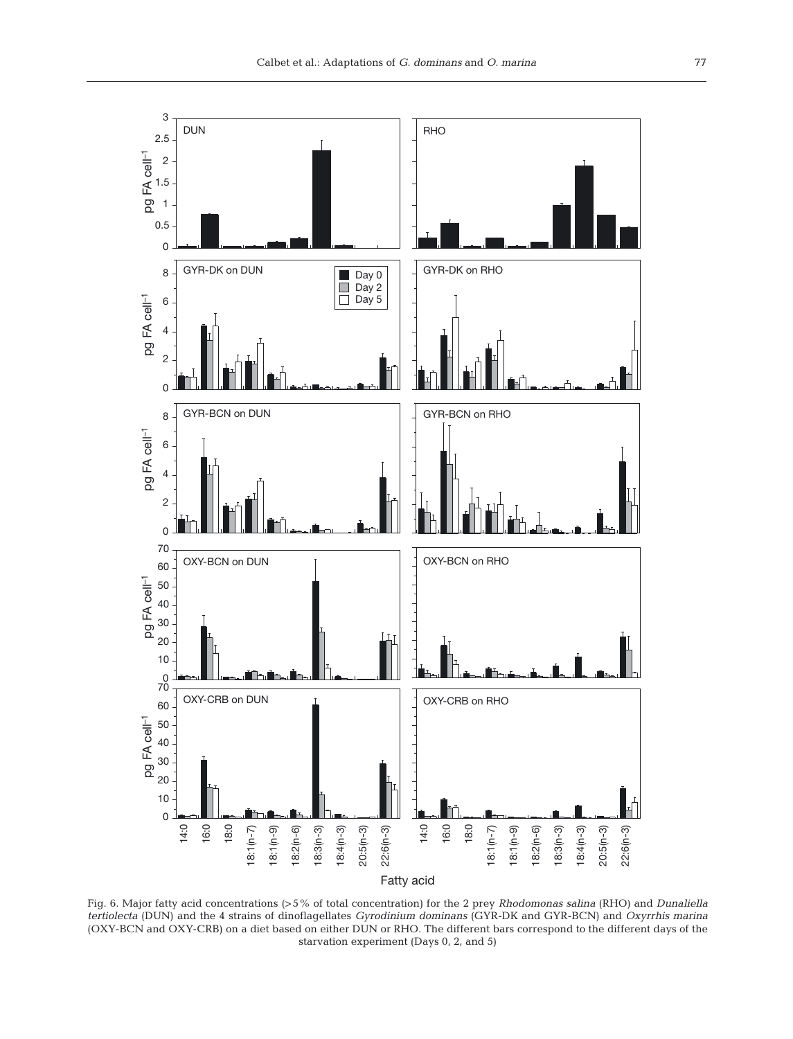Fig. 6. Major fatty acid concentrations (>5% of total concentration) for the 2 prey *Rhodomonas salina* (RHO) and *Dunaliella tertiolecta* (DUN) and the 4 strains of dinoflagellates *Gyrodinium dominans* (GYR-DK and GYR-BCN) and *Oxyrrhis marina* (OXY-BCN and OXY-CRB) on a diet based on either DUN or RHO. The different bars correspond to the different days of the starvation experiment (Days 0, 2, and 5)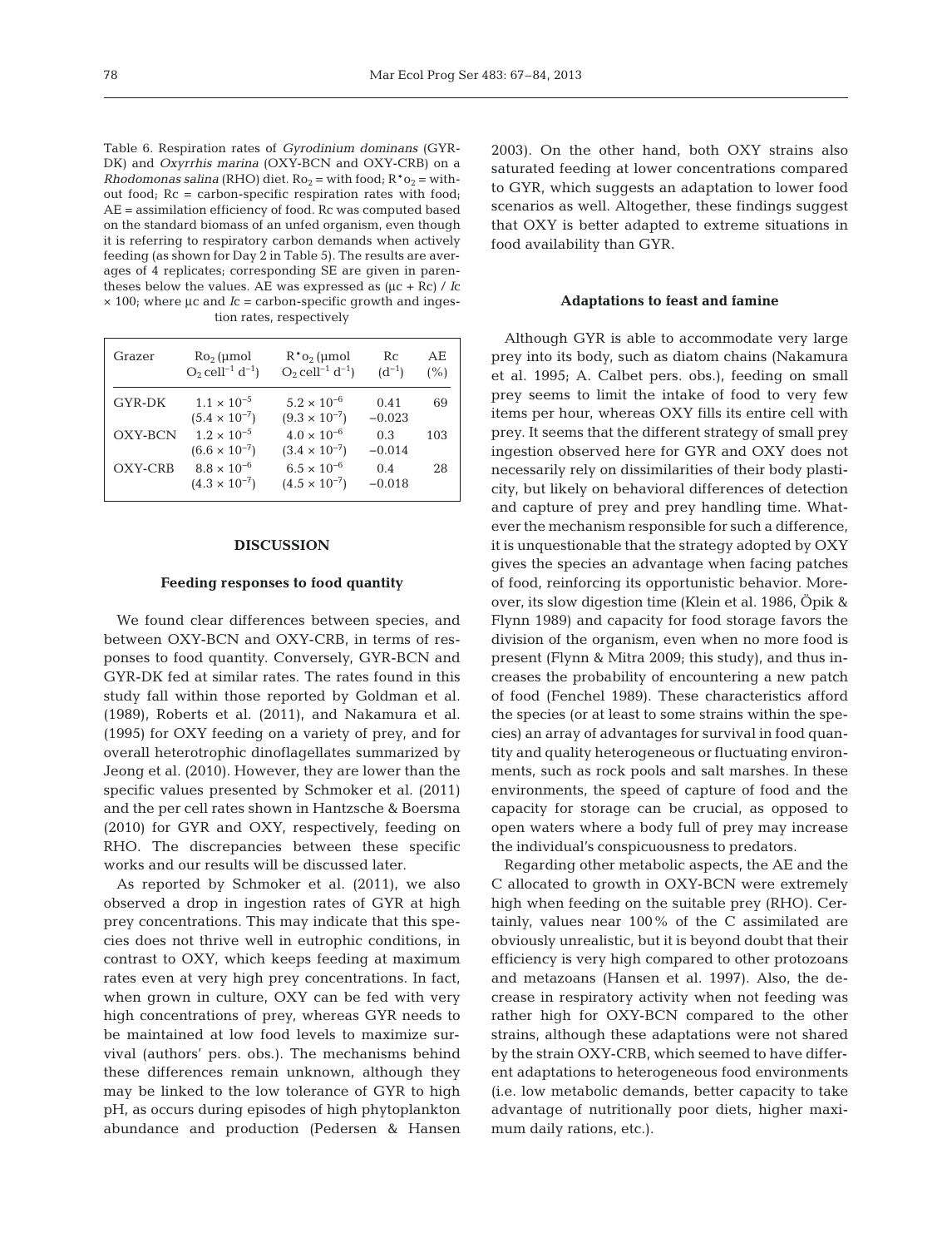Table 6. Respiration rates of *Gyrodinium dominans* (GYR-DK) and *Oxyrrhis marina* (OXY-BCN and OXY-CRB) on a *Rhodomonas salina* (RHO) diet. $Ro_2$ = with food; $R^{\star}o_2$ = without food; Rc = carbon-specific respiration rates with food; AE = assimilation efficiency of food. Rc was computed based on the standard biomass of an unfed organism, even though it is referring to respiratory carbon demands when actively feeding (as shown for Day 2 in Table 5). The results are averages of 4 replicates; corresponding SE are given in parentheses below the values. AE was expressed as $(\mu c + Rc) / Ic \times 100$; where $\mu c$ and $Ic$ = carbon-specific growth and ingestion rates, respectively

| Grazer | $Ro_2$ (µmol $O_2$ cell$^{-1}$ d$^{-1}$) | $R^{\star}o_2$ (µmol $O_2$ cell$^{-1}$ d$^{-1}$) | Rc (d$^{-1}$) | AE (%) |
|---|---|---|---|---|
| GYR-DK | $1.1 \times 10^{-5}$ | $5.2 \times 10^{-6}$ | 0.41 | 69 |
| | $(5.4 \times 10^{-7})$ | $(9.3 \times 10^{-7})$ | −0.023 | |
| OXY-BCN | $1.2 \times 10^{-5}$ | $4.0 \times 10^{-6}$ | 0.3 | 103 |
| | $(6.6 \times 10^{-7})$ | $(3.4 \times 10^{-7})$ | −0.014 | |
| OXY-CRB | $8.8 \times 10^{-6}$ | $6.5 \times 10^{-6}$ | 0.4 | 28 |
| | $(4.3 \times 10^{-7})$ | $(4.5 \times 10^{-7})$ | −0.018 | |

## DISCUSSION

### Feeding responses to food quantity

We found clear differences between species, and between OXY-BCN and OXY-CRB, in terms of responses to food quantity. Conversely, GYR-BCN and GYR-DK fed at similar rates. The rates found in this study fall within those reported by Goldman et al. (1989), Roberts et al. (2011), and Nakamura et al. (1995) for OXY feeding on a variety of prey, and for overall heterotrophic dinoflagellates summarized by Jeong et al. (2010). However, they are lower than the specific values presented by Schmoker et al. (2011) and the per cell rates shown in Hantzsche & Boersma (2010) for GYR and OXY, respectively, feeding on RHO. The discrepancies between these specific works and our results will be discussed later.

As reported by Schmoker et al. (2011), we also observed a drop in ingestion rates of GYR at high prey concentrations. This may indicate that this species does not thrive well in eutrophic conditions, in contrast to OXY, which keeps feeding at maximum rates even at very high prey concentrations. In fact, when grown in culture, OXY can be fed with very high concentrations of prey, whereas GYR needs to be maintained at low food levels to maximize survival (authors' pers. obs.). The mechanisms behind these differences remain unknown, although they may be linked to the low tolerance of GYR to high pH, as occurs during episodes of high phytoplankton abundance and production (Pedersen & Hansen 2003). On the other hand, both OXY strains also saturated feeding at lower concentrations compared to GYR, which suggests an adaptation to lower food scenarios as well. Altogether, these findings suggest that OXY is better adapted to extreme situations in food availability than GYR.

### Adaptations to feast and famine

Although GYR is able to accommodate very large prey into its body, such as diatom chains (Nakamura et al. 1995; A. Calbet pers. obs.), feeding on small prey seems to limit the intake of food to very few items per hour, whereas OXY fills its entire cell with prey. It seems that the different strategy of small prey ingestion observed here for GYR and OXY does not necessarily rely on dissimilarities of their body plasticity, but likely on behavioral differences of detection and capture of prey and prey handling time. Whatever the mechanism responsible for such a difference, it is unquestionable that the strategy adopted by OXY gives the species an advantage when facing patches of food, reinforcing its opportunistic behavior. Moreover, its slow digestion time (Klein et al. 1986, Öpik & Flynn 1989) and capacity for food storage favors the division of the organism, even when no more food is present (Flynn & Mitra 2009; this study), and thus increases the probability of encountering a new patch of food (Fenchel 1989). These characteristics afford the species (or at least to some strains within the species) an array of advantages for survival in food quantity and quality heterogeneous or fluctuating environments, such as rock pools and salt marshes. In these environments, the speed of capture of food and the capacity for storage can be crucial, as opposed to open waters where a body full of prey may increase the individual's conspicuousness to predators.

Regarding other metabolic aspects, the AE and the C allocated to growth in OXY-BCN were extremely high when feeding on the suitable prey (RHO). Certainly, values near 100% of the C assimilated are obviously unrealistic, but it is beyond doubt that their efficiency is very high compared to other protozoans and metazoans (Hansen et al. 1997). Also, the decrease in respiratory activity when not feeding was rather high for OXY-BCN compared to the other strains, although these adaptations were not shared by the strain OXY-CRB, which seemed to have different adaptations to heterogeneous food environments (i.e. low metabolic demands, better capacity to take advantage of nutritionally poor diets, higher maximum daily rations, etc.).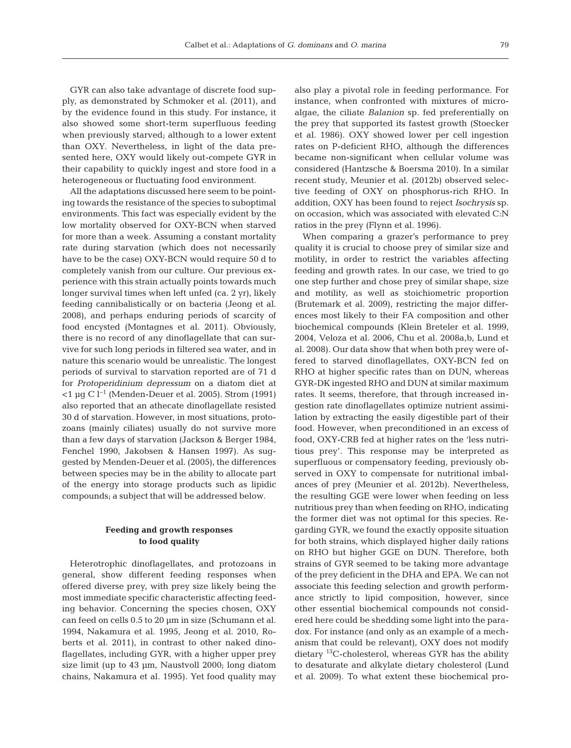GYR can also take advantage of discrete food supply, as demonstrated by Schmoker et al. (2011), and by the evidence found in this study. For instance, it also showed some short-term superfluous feeding when previously starved; although to a lower extent than OXY. Nevertheless, in light of the data presented here, OXY would likely out-compete GYR in their capability to quickly ingest and store food in a heterogeneous or fluctuating food environment.

All the adaptations discussed here seem to be pointing towards the resistance of the species to suboptimal environments. This fact was especially evident by the low mortality observed for OXY-BCN when starved for more than a week. Assuming a constant mortality rate during starvation (which does not necessarily have to be the case) OXY-BCN would require 50 d to completely vanish from our culture. Our previous experience with this strain actually points towards much longer survival times when left unfed (ca. 2 yr), likely feeding cannibalistically or on bacteria (Jeong et al. 2008), and perhaps enduring periods of scarcity of food encysted (Montagnes et al. 2011). Obviously, there is no record of any dinoflagellate that can survive for such long periods in filtered sea water, and in nature this scenario would be unrealistic. The longest periods of survival to starvation reported are of 71 d for *Protoperidinium depressum* on a diatom diet at $<1$ µg C $l^{-1}$ (Menden-Deuer et al. 2005). Strom (1991) also reported that an athecate dinoflagellate resisted 30 d of starvation. However, in most situations, protozoans (mainly ciliates) usually do not survive more than a few days of starvation (Jackson & Berger 1984, Fenchel 1990, Jakobsen & Hansen 1997). As suggested by Menden-Deuer et al. (2005), the differences between species may be in the ability to allocate part of the energy into storage products such as lipidic compounds; a subject that will be addressed below.

## Feeding and growth responses to food quality

Heterotrophic dinoflagellates, and protozoans in general, show different feeding responses when offered diverse prey, with prey size likely being the most immediate specific characteristic affecting feeding behavior. Concerning the species chosen, OXY can feed on cells 0.5 to 20 µm in size (Schumann et al. 1994, Nakamura et al. 1995, Jeong et al. 2010, Roberts et al. 2011), in contrast to other naked dinoflagellates, including GYR, with a higher upper prey size limit (up to 43 µm, Naustvoll 2000; long diatom chains, Nakamura et al. 1995). Yet food quality may also play a pivotal role in feeding performance. For instance, when confronted with mixtures of microalgae, the ciliate *Balanion* sp. fed preferentially on the prey that supported its fastest growth (Stoecker et al. 1986). OXY showed lower per cell ingestion rates on P-deficient RHO, although the differences became non-significant when cellular volume was considered (Hantzsche & Boersma 2010). In a similar recent study, Meunier et al. (2012b) observed selective feeding of OXY on phosphorus-rich RHO. In addition, OXY has been found to reject *Isochrysis* sp. on occasion, which was associated with elevated C:N ratios in the prey (Flynn et al. 1996).

When comparing a grazer's performance to prey quality it is crucial to choose prey of similar size and motility, in order to restrict the variables affecting feeding and growth rates. In our case, we tried to go one step further and chose prey of similar shape, size and motility, as well as stoichiometric proportion (Brutemark et al. 2009), restricting the major differences most likely to their FA composition and other biochemical compounds (Klein Breteler et al. 1999, 2004, Veloza et al. 2006, Chu et al. 2008a,b, Lund et al. 2008). Our data show that when both prey were offered to starved dinoflagellates, OXY-BCN fed on RHO at higher specific rates than on DUN, whereas GYR-DK ingested RHO and DUN at similar maximum rates. It seems, therefore, that through increased ingestion rate dinoflagellates optimize nutrient assimilation by extracting the easily digestible part of their food. However, when preconditioned in an excess of food, OXY-CRB fed at higher rates on the 'less nutritious prey'. This response may be interpreted as superfluous or compensatory feeding, previously observed in OXY to compensate for nutritional imbalances of prey (Meunier et al. 2012b). Nevertheless, the resulting GGE were lower when feeding on less nutritious prey than when feeding on RHO, indicating the former diet was not optimal for this species. Regarding GYR, we found the exactly opposite situation for both strains, which displayed higher daily rations on RHO but higher GGE on DUN. Therefore, both strains of GYR seemed to be taking more advantage of the prey deficient in the DHA and EPA. We can not associate this feeding selection and growth performance strictly to lipid composition, however, since other essential biochemical compounds not considered here could be shedding some light into the paradox. For instance (and only as an example of a mechanism that could be relevant), OXY does not modify dietary $^{13}$C-cholesterol, whereas GYR has the ability to desaturate and alkylate dietary cholesterol (Lund et al. 2009). To what extent these biochemical pro-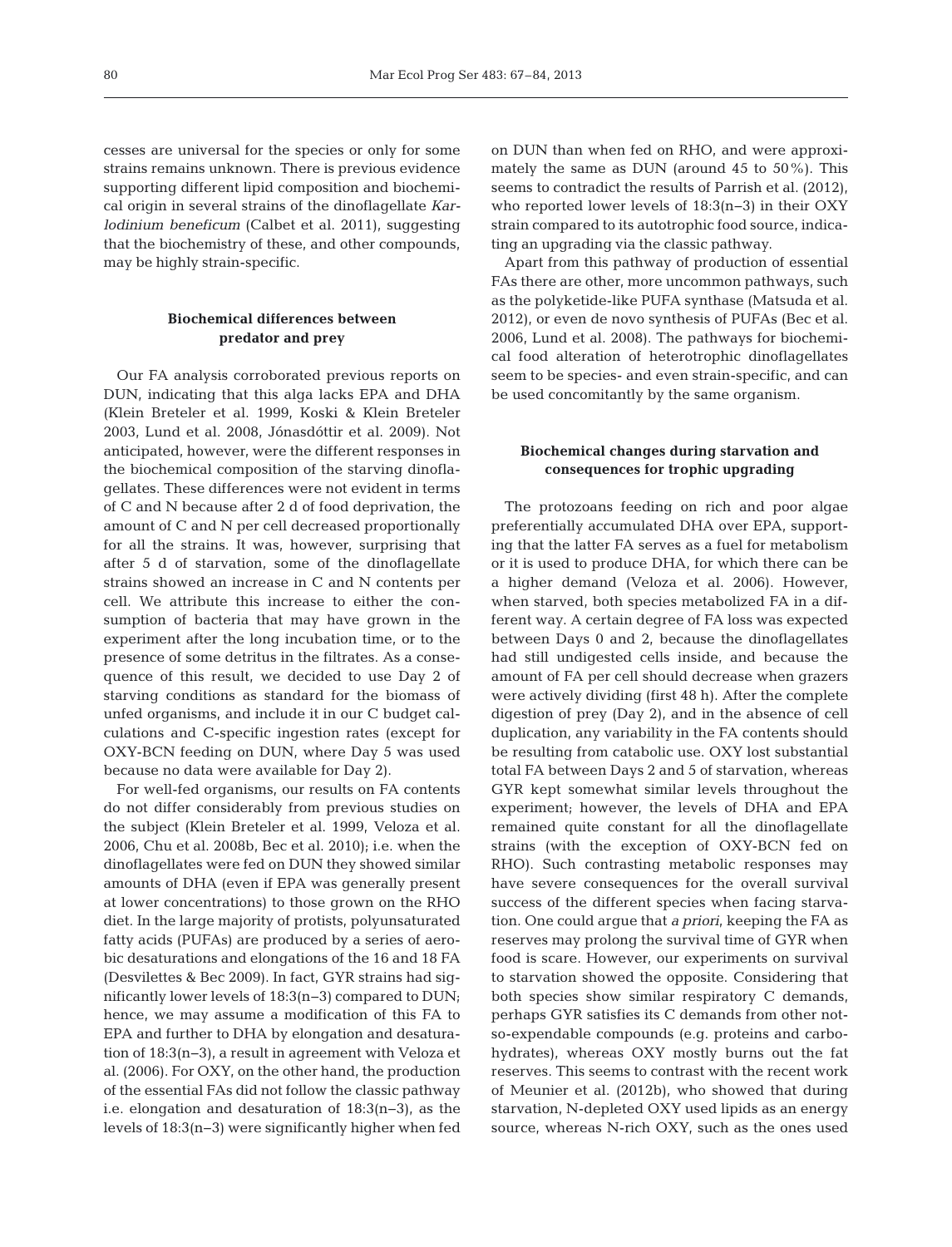cesses are universal for the species or only for some strains remains unknown. There is previous evidence supporting different lipid composition and biochemical origin in several strains of the dinoflagellate *Karlodinium beneficum* (Calbet et al. 2011), suggesting that the biochemistry of these, and other compounds, may be highly strain-specific.

### Biochemical differences between predator and prey

Our FA analysis corroborated previous reports on DUN, indicating that this alga lacks EPA and DHA (Klein Breteler et al. 1999, Koski & Klein Breteler 2003, Lund et al. 2008, Jónasdóttir et al. 2009). Not anticipated, however, were the different responses in the biochemical composition of the starving dinoflagellates. These differences were not evident in terms of C and N because after 2 d of food deprivation, the amount of C and N per cell decreased proportionally for all the strains. It was, however, surprising that after 5 d of starvation, some of the dinoflagellate strains showed an increase in C and N contents per cell. We attribute this increase to either the consumption of bacteria that may have grown in the experiment after the long incubation time, or to the presence of some detritus in the filtrates. As a consequence of this result, we decided to use Day 2 of starving conditions as standard for the biomass of unfed organisms, and include it in our C budget calculations and C-specific ingestion rates (except for OXY-BCN feeding on DUN, where Day 5 was used because no data were available for Day 2).

For well-fed organisms, our results on FA contents do not differ considerably from previous studies on the subject (Klein Breteler et al. 1999, Veloza et al. 2006, Chu et al. 2008b, Bec et al. 2010); i.e. when the dinoflagellates were fed on DUN they showed similar amounts of DHA (even if EPA was generally present at lower concentrations) to those grown on the RHO diet. In the large majority of protists, polyunsaturated fatty acids (PUFAs) are produced by a series of aerobic desaturations and elongations of the 16 and 18 FA (Desvilettes & Bec 2009). In fact, GYR strains had significantly lower levels of 18:3(n−3) compared to DUN; hence, we may assume a modification of this FA to EPA and further to DHA by elongation and desaturation of 18:3(n−3), a result in agreement with Veloza et al. (2006). For OXY, on the other hand, the production of the essential FAs did not follow the classic pathway i.e. elongation and desaturation of 18:3(n−3), as the levels of 18:3(n−3) were significantly higher when fed on DUN than when fed on RHO, and were approximately the same as DUN (around 45 to 50%). This seems to contradict the results of Parrish et al. (2012), who reported lower levels of 18:3(n−3) in their OXY strain compared to its autotrophic food source, indicating an upgrading via the classic pathway.

Apart from this pathway of production of essential FAs there are other, more uncommon pathways, such as the polyketide-like PUFA synthase (Matsuda et al. 2012), or even de novo synthesis of PUFAs (Bec et al. 2006, Lund et al. 2008). The pathways for biochemical food alteration of heterotrophic dinoflagellates seem to be species- and even strain-specific, and can be used concomitantly by the same organism.

### Biochemical changes during starvation and consequences for trophic upgrading

The protozoans feeding on rich and poor algae preferentially accumulated DHA over EPA, supporting that the latter FA serves as a fuel for metabolism or it is used to produce DHA, for which there can be a higher demand (Veloza et al. 2006). However, when starved, both species metabolized FA in a different way. A certain degree of FA loss was expected between Days 0 and 2, because the dinoflagellates had still undigested cells inside, and because the amount of FA per cell should decrease when grazers were actively dividing (first 48 h). After the complete digestion of prey (Day 2), and in the absence of cell duplication, any variability in the FA contents should be resulting from catabolic use. OXY lost substantial total FA between Days 2 and 5 of starvation, whereas GYR kept somewhat similar levels throughout the experiment; however, the levels of DHA and EPA remained quite constant for all the dinoflagellate strains (with the exception of OXY-BCN fed on RHO). Such contrasting metabolic responses may have severe consequences for the overall survival success of the different species when facing starvation. One could argue that *a priori*, keeping the FA as reserves may prolong the survival time of GYR when food is scare. However, our experiments on survival to starvation showed the opposite. Considering that both species show similar respiratory C demands, perhaps GYR satisfies its C demands from other not-so-expendable compounds (e.g. proteins and carbohydrates), whereas OXY mostly burns out the fat reserves. This seems to contrast with the recent work of Meunier et al. (2012b), who showed that during starvation, N-depleted OXY used lipids as an energy source, whereas N-rich OXY, such as the ones used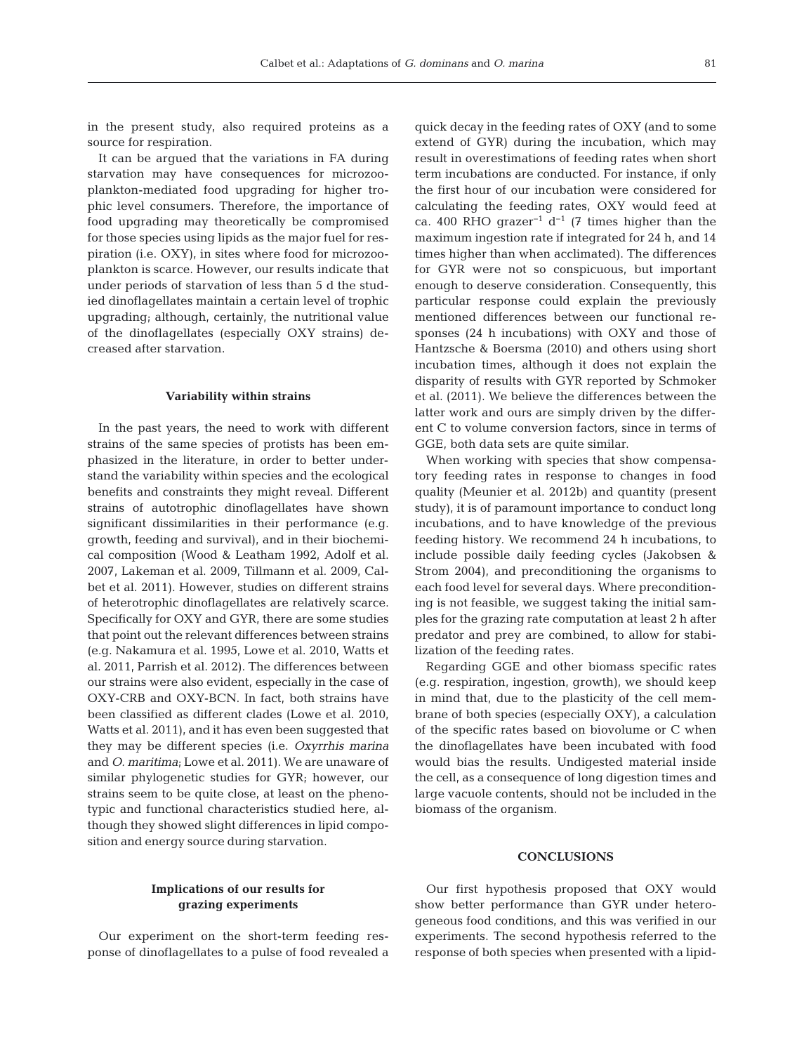in the present study, also required proteins as a source for respiration.

It can be argued that the variations in FA during starvation may have consequences for microzooplankton-mediated food upgrading for higher trophic level consumers. Therefore, the importance of food upgrading may theoretically be compromised for those species using lipids as the major fuel for respiration (i.e. OXY), in sites where food for microzooplankton is scarce. However, our results indicate that under periods of starvation of less than 5 d the studied dinoflagellates maintain a certain level of trophic upgrading; although, certainly, the nutritional value of the dinoflagellates (especially OXY strains) decreased after starvation.

### Variability within strains

In the past years, the need to work with different strains of the same species of protists has been emphasized in the literature, in order to better understand the variability within species and the ecological benefits and constraints they might reveal. Different strains of autotrophic dinoflagellates have shown significant dissimilarities in their performance (e.g. growth, feeding and survival), and in their biochemical composition (Wood & Leatham 1992, Adolf et al. 2007, Lakeman et al. 2009, Tillmann et al. 2009, Calbet et al. 2011). However, studies on different strains of heterotrophic dinoflagellates are relatively scarce. Specifically for OXY and GYR, there are some studies that point out the relevant differences between strains (e.g. Nakamura et al. 1995, Lowe et al. 2010, Watts et al. 2011, Parrish et al. 2012). The differences between our strains were also evident, especially in the case of OXY-CRB and OXY-BCN. In fact, both strains have been classified as different clades (Lowe et al. 2010, Watts et al. 2011), and it has even been suggested that they may be different species (i.e. *Oxyrrhis marina* and *O. maritima*; Lowe et al. 2011). We are unaware of similar phylogenetic studies for GYR; however, our strains seem to be quite close, at least on the phenotypic and functional characteristics studied here, although they showed slight differences in lipid composition and energy source during starvation.

### Implications of our results for grazing experiments

Our experiment on the short-term feeding response of dinoflagellates to a pulse of food revealed a quick decay in the feeding rates of OXY (and to some extend of GYR) during the incubation, which may result in overestimations of feeding rates when short term incubations are conducted. For instance, if only the first hour of our incubation were considered for calculating the feeding rates, OXY would feed at ca. 400 RHO grazer$^{-1}$ d$^{-1}$ (7 times higher than the maximum ingestion rate if integrated for 24 h, and 14 times higher than when acclimated). The differences for GYR were not so conspicuous, but important enough to deserve consideration. Consequently, this particular response could explain the previously mentioned differences between our functional responses (24 h incubations) with OXY and those of Hantzsche & Boersma (2010) and others using short incubation times, although it does not explain the disparity of results with GYR reported by Schmoker et al. (2011). We believe the differences between the latter work and ours are simply driven by the different C to volume conversion factors, since in terms of GGE, both data sets are quite similar.

When working with species that show compensatory feeding rates in response to changes in food quality (Meunier et al. 2012b) and quantity (present study), it is of paramount importance to conduct long incubations, and to have knowledge of the previous feeding history. We recommend 24 h incubations, to include possible daily feeding cycles (Jakobsen & Strom 2004), and preconditioning the organisms to each food level for several days. Where preconditioning is not feasible, we suggest taking the initial samples for the grazing rate computation at least 2 h after predator and prey are combined, to allow for stabilization of the feeding rates.

Regarding GGE and other biomass specific rates (e.g. respiration, ingestion, growth), we should keep in mind that, due to the plasticity of the cell membrane of both species (especially OXY), a calculation of the specific rates based on biovolume or C when the dinoflagellates have been incubated with food would bias the results. Undigested material inside the cell, as a consequence of long digestion times and large vacuole contents, should not be included in the biomass of the organism.

## CONCLUSIONS

Our first hypothesis proposed that OXY would show better performance than GYR under heterogeneous food conditions, and this was verified in our experiments. The second hypothesis referred to the response of both species when presented with a lipid-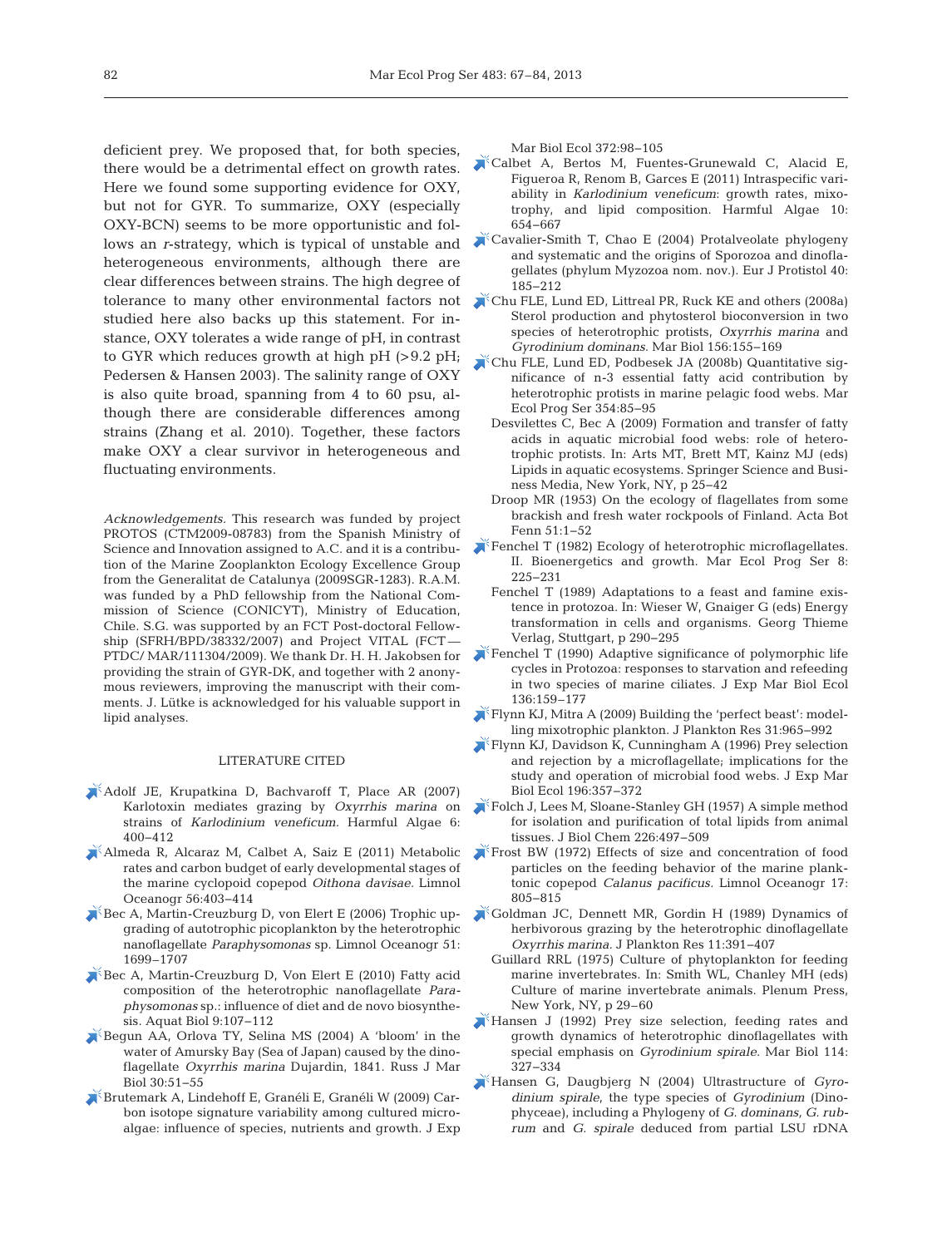deficient prey. We proposed that, for both species, there would be a detrimental effect on growth rates. Here we found some supporting evidence for OXY, but not for GYR. To summarize, OXY (especially OXY-BCN) seems to be more opportunistic and follows an *r*-strategy, which is typical of unstable and heterogeneous environments, although there are clear differences between strains. The high degree of tolerance to many other environmental factors not studied here also backs up this statement. For instance, OXY tolerates a wide range of pH, in contrast to GYR which reduces growth at high pH (>9.2 pH; Pedersen & Hansen 2003). The salinity range of OXY is also quite broad, spanning from 4 to 60 psu, although there are considerable differences among strains (Zhang et al. 2010). Together, these factors make OXY a clear survivor in heterogeneous and fluctuating environments.

*Acknowledgements.* This research was funded by project PROTOS (CTM2009-08783) from the Spanish Ministry of Science and Innovation assigned to A.C. and it is a contribution of the Marine Zooplankton Ecology Excellence Group from the Generalitat de Catalunya (2009SGR-1283). R.A.M. was funded by a PhD fellowship from the National Commission of Science (CONICYT), Ministry of Education, Chile. S.G. was supported by an FCT Post-doctoral Fellowship (SFRH/BPD/38332/2007) and Project VITAL (FCT—PTDC/ MAR/111304/2009). We thank Dr. H. H. Jakobsen for providing the strain of GYR-DK, and together with 2 anonymous reviewers, improving the manuscript with their comments. J. Lütke is acknowledged for his valuable support in lipid analyses.

## LITERATURE CITED

- Adolf JE, Krupatkina D, Bachvaroff T, Place AR (2007) Karlotoxin mediates grazing by *Oxyrrhis marina* on strains of *Karlodinium veneficum*. Harmful Algae 6: 400–412
- Almeda R, Alcaraz M, Calbet A, Saiz E (2011) Metabolic rates and carbon budget of early developmental stages of the marine cyclopoid copepod *Oithona davisae*. Limnol Oceanogr 56:403–414
- Bec A, Martin-Creuzburg D, von Elert E (2006) Trophic upgrading of autotrophic picoplankton by the heterotrophic nanoflagellate *Paraphysomonas* sp. Limnol Oceanogr 51: 1699–1707
- Bec A, Martin-Creuzburg D, Von Elert E (2010) Fatty acid composition of the heterotrophic nanoflagellate *Paraphysomonas* sp.: influence of diet and de novo biosynthesis. Aquat Biol 9:107–112
- Begun AA, Orlova TY, Selina MS (2004) A 'bloom' in the water of Amursky Bay (Sea of Japan) caused by the dinoflagellate *Oxyrrhis marina* Dujardin, 1841. Russ J Mar Biol 30:51–55
- Brutemark A, Lindehoff E, Granéli E, Granéli W (2009) Carbon isotope signature variability among cultured microalgae: influence of species, nutrients and growth. J Exp Mar Biol Ecol 372:98–105
- Calbet A, Bertos M, Fuentes-Grunewald C, Alacid E, Figueroa R, Renom B, Garces E (2011) Intraspecific variability in *Karlodinium veneficum*: growth rates, mixotrophy, and lipid composition. Harmful Algae 10: 654–667
- Cavalier-Smith T, Chao E (2004) Protalveolate phylogeny and systematic and the origins of Sporozoa and dinoflagellates (phylum Myzozoa nom. nov.). Eur J Protistol 40: 185–212
- Chu FLE, Lund ED, Littreal PR, Ruck KE and others (2008a) Sterol production and phytosterol bioconversion in two species of heterotrophic protists, *Oxyrrhis marina* and *Gyrodinium dominans*. Mar Biol 156:155–169
- Chu FLE, Lund ED, Podbesek JA (2008b) Quantitative significance of n-3 essential fatty acid contribution by heterotrophic protists in marine pelagic food webs. Mar Ecol Prog Ser 354:85–95
- Desvilettes C, Bec A (2009) Formation and transfer of fatty acids in aquatic microbial food webs: role of heterotrophic protists. In: Arts MT, Brett MT, Kainz MJ (eds) Lipids in aquatic ecosystems. Springer Science and Business Media, New York, NY, p 25–42
- Droop MR (1953) On the ecology of flagellates from some brackish and fresh water rockpools of Finland. Acta Bot Fenn 51:1–52
- Fenchel T (1982) Ecology of heterotrophic microflagellates. II. Bioenergetics and growth. Mar Ecol Prog Ser 8: 225–231
- Fenchel T (1989) Adaptations to a feast and famine existence in protozoa. In: Wieser W, Gnaiger G (eds) Energy transformation in cells and organisms. Georg Thieme Verlag, Stuttgart, p 290–295
- Fenchel T (1990) Adaptive significance of polymorphic life cycles in Protozoa: responses to starvation and refeeding in two species of marine ciliates. J Exp Mar Biol Ecol 136:159–177
- Flynn KJ, Mitra A (2009) Building the 'perfect beast': modelling mixotrophic plankton. J Plankton Res 31:965–992
- Flynn KJ, Davidson K, Cunningham A (1996) Prey selection and rejection by a microflagellate; implications for the study and operation of microbial food webs. J Exp Mar Biol Ecol 196:357–372
- Folch J, Lees M, Sloane-Stanley GH (1957) A simple method for isolation and purification of total lipids from animal tissues. J Biol Chem 226:497–509
- Frost BW (1972) Effects of size and concentration of food particles on the feeding behavior of the marine planktonic copepod *Calanus pacificus*. Limnol Oceanogr 17: 805–815
- Goldman JC, Dennett MR, Gordin H (1989) Dynamics of herbivorous grazing by the heterotrophic dinoflagellate *Oxyrrhis marina*. J Plankton Res 11:391–407
- Guillard RRL (1975) Culture of phytoplankton for feeding marine invertebrates. In: Smith WL, Chanley MH (eds) Culture of marine invertebrate animals. Plenum Press, New York, NY, p 29–60
- Hansen J (1992) Prey size selection, feeding rates and growth dynamics of heterotrophic dinoflagellates with special emphasis on *Gyrodinium spirale*. Mar Biol 114: 327–334
- Hansen G, Daugbjerg N (2004) Ultrastructure of *Gyrodinium spirale*, the type species of *Gyrodinium* (Dinophyceae), including a Phylogeny of *G. dominans, G. rubrum* and *G. spirale* deduced from partial LSU rDNA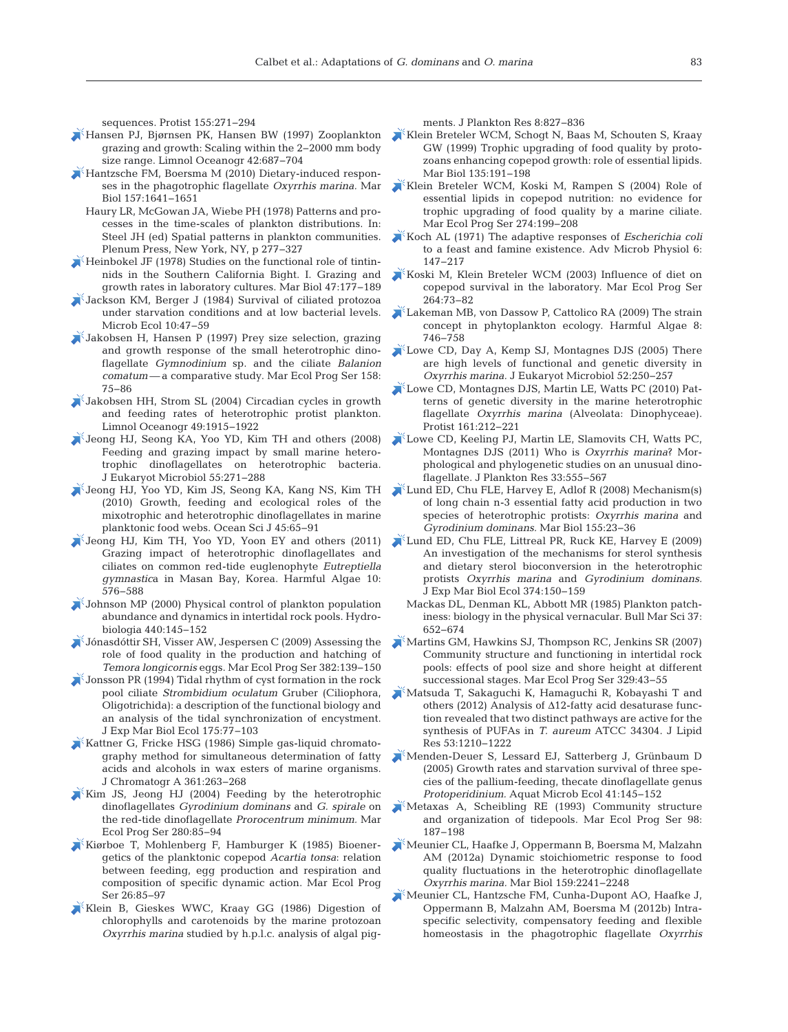sequences. Protist 155:271–294

Hansen PJ, Bjørnsen PK, Hansen BW (1997) Zooplankton grazing and growth: Scaling within the 2–2000 mm body size range. Limnol Oceanogr 42:687–704

Hantzsche FM, Boersma M (2010) Dietary-induced responses in the phagotrophic flagellate *Oxyrrhis marina.* Mar Biol 157:1641–1651

Haury LR, McGowan JA, Wiebe PH (1978) Patterns and processes in the time-scales of plankton distributions. In: Steel JH (ed) Spatial patterns in plankton communities. Plenum Press, New York, NY, p 277–327

Heinbokel JF (1978) Studies on the functional role of tintinnids in the Southern California Bight. I. Grazing and growth rates in laboratory cultures. Mar Biol 47:177–189

Jackson KM, Berger J (1984) Survival of ciliated protozoa under starvation conditions and at low bacterial levels. Microb Ecol 10:47–59

Jakobsen H, Hansen P (1997) Prey size selection, grazing and growth response of the small heterotrophic dinoflagellate *Gymnodinium* sp. and the ciliate *Balanion comatum* — a comparative study. Mar Ecol Prog Ser 158: 75–86

Jakobsen HH, Strom SL (2004) Circadian cycles in growth and feeding rates of heterotrophic protist plankton. Limnol Oceanogr 49:1915–1922

Jeong HJ, Seong KA, Yoo YD, Kim TH and others (2008) Feeding and grazing impact by small marine heterotrophic dinoflagellates on heterotrophic bacteria. J Eukaryot Microbiol 55:271–288

Jeong HJ, Yoo YD, Kim JS, Seong KA, Kang NS, Kim TH (2010) Growth, feeding and ecological roles of the mixotrophic and heterotrophic dinoflagellates in marine planktonic food webs. Ocean Sci J 45:65–91

Jeong HJ, Kim TH, Yoo YD, Yoon EY and others (2011) Grazing impact of heterotrophic dinoflagellates and ciliates on common red-tide euglenophyte *Eutreptiella gymnastic*a in Masan Bay, Korea. Harmful Algae 10: 576–588

Johnson MP (2000) Physical control of plankton population abundance and dynamics in intertidal rock pools. Hydrobiologia 440:145–152

Jónasdóttir SH, Visser AW, Jespersen C (2009) Assessing the role of food quality in the production and hatching of *Temora longicornis* eggs. Mar Ecol Prog Ser 382:139–150

Jonsson PR (1994) Tidal rhythm of cyst formation in the rock pool ciliate *Strombidium oculatum* Gruber (Ciliophora, Oligotrichida): a description of the functional biology and an analysis of the tidal synchronization of encystment. J Exp Mar Biol Ecol 175:77–103

Kattner G, Fricke HSG (1986) Simple gas-liquid chromatography method for simultaneous determination of fatty acids and alcohols in wax esters of marine organisms. J Chromatogr A 361:263–268

Kim JS, Jeong HJ (2004) Feeding by the heterotrophic dinoflagellates *Gyrodinium dominans* and *G. spirale* on the red-tide dinoflagellate *Prorocentrum minimum.* Mar Ecol Prog Ser 280:85–94

Kiørboe T, Mohlenberg F, Hamburger K (1985) Bioenergetics of the planktonic copepod *Acartia tonsa*: relation between feeding, egg production and respiration and composition of specific dynamic action. Mar Ecol Prog Ser 26:85–97

Klein B, Gieskes WWC, Kraay GG (1986) Digestion of chlorophylls and carotenoids by the marine protozoan *Oxyrrhis marina* studied by h.p.l.c. analysis of algal pigments. J Plankton Res 8:827–836

Klein Breteler WCM, Schogt N, Baas M, Schouten S, Kraay GW (1999) Trophic upgrading of food quality by protozoans enhancing copepod growth: role of essential lipids. Mar Biol 135:191–198

Klein Breteler WCM, Koski M, Rampen S (2004) Role of essential lipids in copepod nutrition: no evidence for trophic upgrading of food quality by a marine ciliate. Mar Ecol Prog Ser 274:199–208

Koch AL (1971) The adaptive responses of *Escherichia coli* to a feast and famine existence. Adv Microb Physiol 6: 147–217

Koski M, Klein Breteler WCM (2003) Influence of diet on copepod survival in the laboratory. Mar Ecol Prog Ser 264:73–82

Lakeman MB, von Dassow P, Cattolico RA (2009) The strain concept in phytoplankton ecology. Harmful Algae 8: 746–758

Lowe CD, Day A, Kemp SJ, Montagnes DJS (2005) There are high levels of functional and genetic diversity in *Oxyrrhis marina.* J Eukaryot Microbiol 52:250–257

Lowe CD, Montagnes DJS, Martin LE, Watts PC (2010) Patterns of genetic diversity in the marine heterotrophic flagellate *Oxyrrhis marina* (Alveolata: Dinophyceae). Protist 161:212–221

Lowe CD, Keeling PJ, Martin LE, Slamovits CH, Watts PC, Montagnes DJS (2011) Who is *Oxyrrhis marina*? Morphological and phylogenetic studies on an unusual dinoflagellate. J Plankton Res 33:555–567

Lund ED, Chu FLE, Harvey E, Adlof R (2008) Mechanism(s) of long chain n-3 essential fatty acid production in two species of heterotrophic protists: *Oxyrrhis marina* and *Gyrodinium dominans.* Mar Biol 155:23–36

Lund ED, Chu FLE, Littreal PR, Ruck KE, Harvey E (2009) An investigation of the mechanisms for sterol synthesis and dietary sterol bioconversion in the heterotrophic protists *Oxyrrhis marina* and *Gyrodinium dominans.* J Exp Mar Biol Ecol 374:150–159

Mackas DL, Denman KL, Abbott MR (1985) Plankton patchiness: biology in the physical vernacular. Bull Mar Sci 37: 652–674

Martins GM, Hawkins SJ, Thompson RC, Jenkins SR (2007) Community structure and functioning in intertidal rock pools: effects of pool size and shore height at different successional stages. Mar Ecol Prog Ser 329:43–55

Matsuda T, Sakaguchi K, Hamaguchi R, Kobayashi T and others (2012) Analysis of Δ12-fatty acid desaturase function revealed that two distinct pathways are active for the synthesis of PUFAs in *T. aureum* ATCC 34304. J Lipid Res 53:1210–1222

Menden-Deuer S, Lessard EJ, Satterberg J, Grünbaum D (2005) Growth rates and starvation survival of three species of the pallium-feeding, thecate dinoflagellate genus *Protoperidinium.* Aquat Microb Ecol 41:145–152

Metaxas A, Scheibling RE (1993) Community structure and organization of tidepools. Mar Ecol Prog Ser 98: 187–198

Meunier CL, Haafke J, Oppermann B, Boersma M, Malzahn AM (2012a) Dynamic stoichiometric response to food quality fluctuations in the heterotrophic dinoflagellate *Oxyrrhis marina.* Mar Biol 159:2241–2248

Meunier CL, Hantzsche FM, Cunha-Dupont AO, Haafke J, Oppermann B, Malzahn AM, Boersma M (2012b) Intraspecific selectivity, compensatory feeding and flexible homeostasis in the phagotrophic flagellate *Oxyrrhis*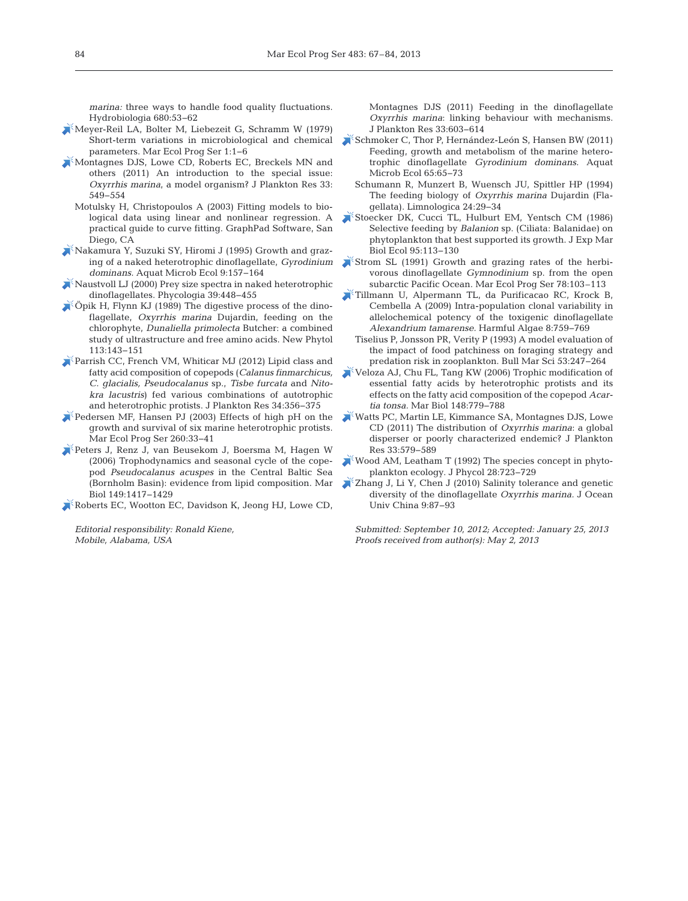*marina:* three ways to handle food quality fluctuations. Hydrobiologia 680:53−62

Meyer-Reil LA, Bolter M, Liebezeit G, Schramm W (1979) Short-term variations in microbiological and chemical parameters. Mar Ecol Prog Ser 1:1−6

Montagnes DJS, Lowe CD, Roberts EC, Breckels MN and others (2011) An introduction to the special issue: *Oxyrrhis marina*, a model organism? J Plankton Res 33: 549−554

Motulsky H, Christopoulos A (2003) Fitting models to biological data using linear and nonlinear regression. A practical guide to curve fitting. GraphPad Software, San Diego, CA

Nakamura Y, Suzuki SY, Hiromi J (1995) Growth and grazing of a naked heterotrophic dinoflagellate, *Gyrodinium dominans*. Aquat Microb Ecol 9:157−164

Naustvoll LJ (2000) Prey size spectra in naked heterotrophic dinoflagellates. Phycologia 39:448−455

Öpik H, Flynn KJ (1989) The digestive process of the dinoflagellate, *Oxyrrhis marina* Dujardin, feeding on the chlorophyte, *Dunaliella primolecta* Butcher: a combined study of ultrastructure and free amino acids. New Phytol 113:143−151

Parrish CC, French VM, Whiticar MJ (2012) Lipid class and fatty acid composition of copepods (*Calanus finmarchicus, C. glacialis, Pseudocalanus* sp., *Tisbe furcata* and *Nitokra lacustris*) fed various combinations of autotrophic and heterotrophic protists. J Plankton Res 34:356−375

Pedersen MF, Hansen PJ (2003) Effects of high pH on the growth and survival of six marine heterotrophic protists. Mar Ecol Prog Ser 260:33−41

Peters J, Renz J, van Beusekom J, Boersma M, Hagen W (2006) Trophodynamics and seasonal cycle of the copepod *Pseudocalanus acuspes* in the Central Baltic Sea (Bornholm Basin): evidence from lipid composition. Mar Biol 149:1417−1429

Roberts EC, Wootton EC, Davidson K, Jeong HJ, Lowe CD, Montagnes DJS (2011) Feeding in the dinoflagellate *Oxyrrhis marina*: linking behaviour with mechanisms. J Plankton Res 33:603−614

Schmoker C, Thor P, Hernández-León S, Hansen BW (2011) Feeding, growth and metabolism of the marine heterotrophic dinoflagellate *Gyrodinium dominans*. Aquat Microb Ecol 65:65−73

Schumann R, Munzert B, Wunsch JU, Spittler HP (1994) The feeding biology of *Oxyrrhis marina* Dujardin (Flagellata). Limnologica 24:29−34

Stoecker DK, Cucci TL, Hulburt EM, Yentsch CM (1986) Selective feeding by *Balanion* sp. (Ciliata: Balanidae) on phytoplankton that best supported its growth. J Exp Mar Biol Ecol 95:113−130

Strom SL (1991) Growth and grazing rates of the herbivorous dinoflagellate *Gymnodinium* sp. from the open subarctic Pacific Ocean. Mar Ecol Prog Ser 78:103−113

Tillmann U, Alpermann TL, da Purificacao RC, Krock B, Cembella A (2009) Intra-population clonal variability in allelochemical potency of the toxigenic dinoflagellate *Alexandrium tamarense*. Harmful Algae 8:759−769

Tiselius P, Jonsson PR, Verity P (1993) A model evaluation of the impact of food patchiness on foraging strategy and predation risk in zooplankton. Bull Mar Sci 53:247−264

Veloza AJ, Chu FL, Tang KW (2006) Trophic modification of essential fatty acids by heterotrophic protists and its effects on the fatty acid composition of the copepod *Acartia tonsa*. Mar Biol 148:779−788

Watts PC, Martin LE, Kimmance SA, Montagnes DJS, Lowe CD (2011) The distribution of *Oxyrrhis marina*: a global disperser or poorly characterized endemic? J Plankton Res 33:579−589

Wood AM, Leatham T (1992) The species concept in phytoplankton ecology. J Phycol 28:723−729

Zhang J, Li Y, Chen J (2010) Salinity tolerance and genetic diversity of the dinoflagellate *Oxyrrhis marina*. J Ocean Univ China 9:87−93

*Editorial responsibility: Ronald Kiene, Mobile, Alabama, USA*

*Submitted: September 10, 2012; Accepted: January 25, 2013*
*Proofs received from author(s): May 2, 2013*